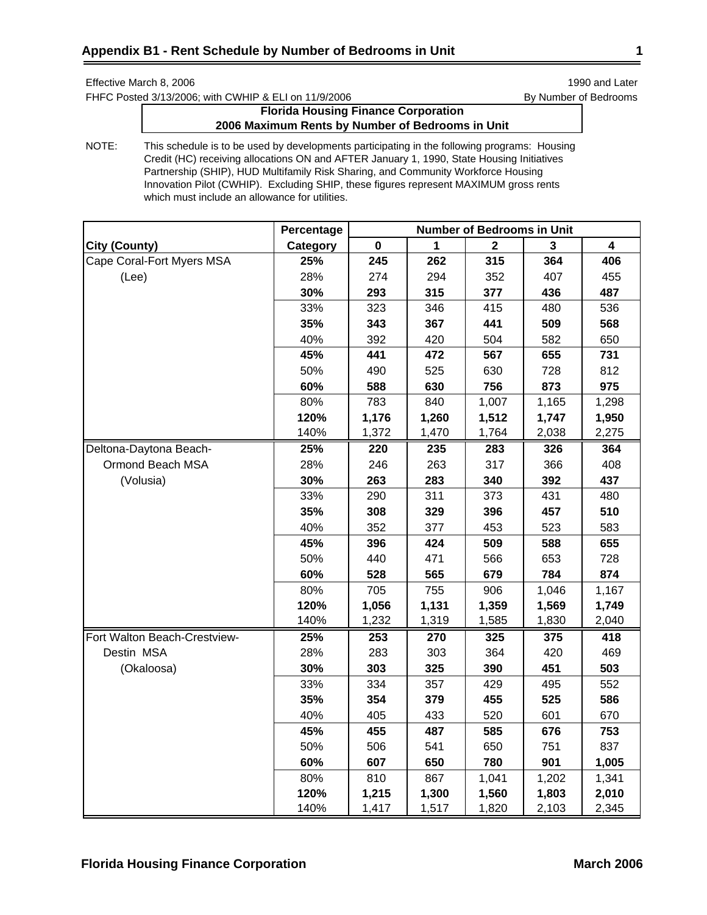## Appendix B1 - Rent Schedule by Number of Bedrooms in Unit

Effective March 8, 2006 — 1990 and Later

FHFC Posted 3/13/2006; with CWHIP & ELI on 11/9/2006 — By Number of Bedrooms

**Florida Housing Finance Corporation**
**2006 Maximum Rents by Number of Bedrooms in Unit**

NOTE: This schedule is to be used by developments participating in the following programs: Housing Credit (HC) receiving allocations ON and AFTER January 1, 1990, State Housing Initiatives Partnership (SHIP), HUD Multifamily Risk Sharing, and Community Workforce Housing Innovation Pilot (CWHIP). Excluding SHIP, these figures represent MAXIMUM gross rents which must include an allowance for utilities.

| | Percentage | Number of Bedrooms in Unit | | | | |
|---|---|---|---|---|---|---|
| **City (County)** | **Category** | **0** | **1** | **2** | **3** | **4** |
| Cape Coral-Fort Myers MSA | **25%** | **245** | **262** | **315** | **364** | **406** |
| (Lee) | 28% | 274 | 294 | 352 | 407 | 455 |
| | **30%** | **293** | **315** | **377** | **436** | **487** |
| | 33% | 323 | 346 | 415 | 480 | 536 |
| | **35%** | **343** | **367** | **441** | **509** | **568** |
| | 40% | 392 | 420 | 504 | 582 | 650 |
| | **45%** | **441** | **472** | **567** | **655** | **731** |
| | 50% | 490 | 525 | 630 | 728 | 812 |
| | **60%** | **588** | **630** | **756** | **873** | **975** |
| | 80% | 783 | 840 | 1,007 | 1,165 | 1,298 |
| | **120%** | **1,176** | **1,260** | **1,512** | **1,747** | **1,950** |
| | 140% | 1,372 | 1,470 | 1,764 | 2,038 | 2,275 |
| Deltona-Daytona Beach- | **25%** | **220** | **235** | **283** | **326** | **364** |
| Ormond Beach MSA | 28% | 246 | 263 | 317 | 366 | 408 |
| (Volusia) | **30%** | **263** | **283** | **340** | **392** | **437** |
| | 33% | 290 | 311 | 373 | 431 | 480 |
| | **35%** | **308** | **329** | **396** | **457** | **510** |
| | 40% | 352 | 377 | 453 | 523 | 583 |
| | **45%** | **396** | **424** | **509** | **588** | **655** |
| | 50% | 440 | 471 | 566 | 653 | 728 |
| | **60%** | **528** | **565** | **679** | **784** | **874** |
| | 80% | 705 | 755 | 906 | 1,046 | 1,167 |
| | **120%** | **1,056** | **1,131** | **1,359** | **1,569** | **1,749** |
| | 140% | 1,232 | 1,319 | 1,585 | 1,830 | 2,040 |
| Fort Walton Beach-Crestview- | **25%** | **253** | **270** | **325** | **375** | **418** |
| Destin MSA | 28% | 283 | 303 | 364 | 420 | 469 |
| (Okaloosa) | **30%** | **303** | **325** | **390** | **451** | **503** |
| | 33% | 334 | 357 | 429 | 495 | 552 |
| | **35%** | **354** | **379** | **455** | **525** | **586** |
| | 40% | 405 | 433 | 520 | 601 | 670 |
| | **45%** | **455** | **487** | **585** | **676** | **753** |
| | 50% | 506 | 541 | 650 | 751 | 837 |
| | **60%** | **607** | **650** | **780** | **901** | **1,005** |
| | 80% | 810 | 867 | 1,041 | 1,202 | 1,341 |
| | **120%** | **1,215** | **1,300** | **1,560** | **1,803** | **2,010** |
| | 140% | 1,417 | 1,517 | 1,820 | 2,103 | 2,345 |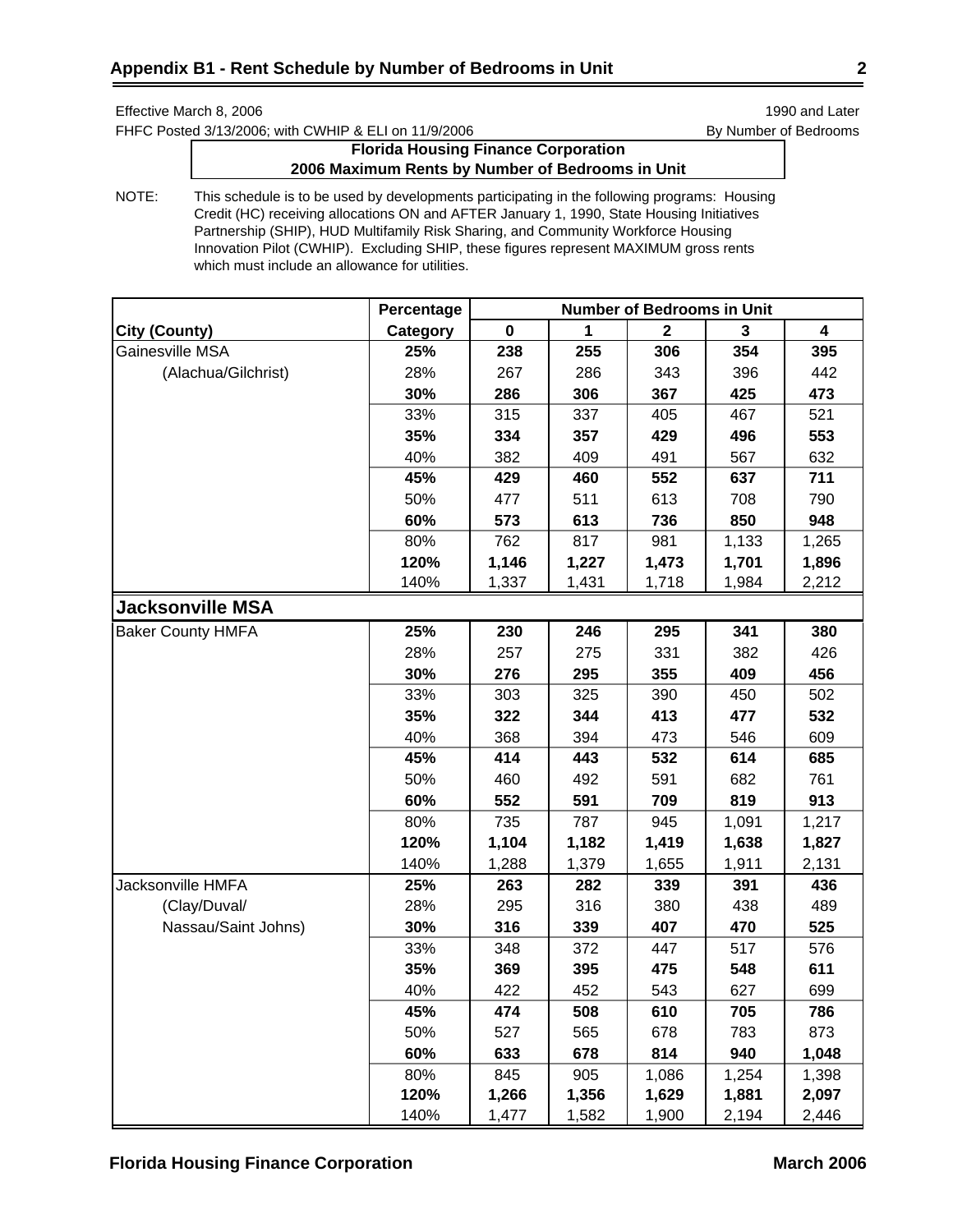# Appendix B1 - Rent Schedule by Number of Bedrooms in Unit

Effective March 8, 2006
FHFC Posted 3/13/2006; with CWHIP & ELI on 11/9/2006

1990 and Later
By Number of Bedrooms

**Florida Housing Finance Corporation**
**2006 Maximum Rents by Number of Bedrooms in Unit**

NOTE: This schedule is to be used by developments participating in the following programs: Housing Credit (HC) receiving allocations ON and AFTER January 1, 1990, State Housing Initiatives Partnership (SHIP), HUD Multifamily Risk Sharing, and Community Workforce Housing Innovation Pilot (CWHIP). Excluding SHIP, these figures represent MAXIMUM gross rents which must include an allowance for utilities.

| | Percentage | Number of Bedrooms in Unit | | | | |
|---|---|---|---|---|---|---|
| **City (County)** | **Category** | **0** | **1** | **2** | **3** | **4** |
| Gainesville MSA | **25%** | **238** | **255** | **306** | **354** | **395** |
| (Alachua/Gilchrist) | 28% | 267 | 286 | 343 | 396 | 442 |
| | **30%** | **286** | **306** | **367** | **425** | **473** |
| | 33% | 315 | 337 | 405 | 467 | 521 |
| | **35%** | **334** | **357** | **429** | **496** | **553** |
| | 40% | 382 | 409 | 491 | 567 | 632 |
| | **45%** | **429** | **460** | **552** | **637** | **711** |
| | 50% | 477 | 511 | 613 | 708 | 790 |
| | **60%** | **573** | **613** | **736** | **850** | **948** |
| | 80% | 762 | 817 | 981 | 1,133 | 1,265 |
| | **120%** | **1,146** | **1,227** | **1,473** | **1,701** | **1,896** |
| | 140% | 1,337 | 1,431 | 1,718 | 1,984 | 2,212 |
| **Jacksonville MSA** | | | | | | |
| Baker County HMFA | **25%** | **230** | **246** | **295** | **341** | **380** |
| | 28% | 257 | 275 | 331 | 382 | 426 |
| | **30%** | **276** | **295** | **355** | **409** | **456** |
| | 33% | 303 | 325 | 390 | 450 | 502 |
| | **35%** | **322** | **344** | **413** | **477** | **532** |
| | 40% | 368 | 394 | 473 | 546 | 609 |
| | **45%** | **414** | **443** | **532** | **614** | **685** |
| | 50% | 460 | 492 | 591 | 682 | 761 |
| | **60%** | **552** | **591** | **709** | **819** | **913** |
| | 80% | 735 | 787 | 945 | 1,091 | 1,217 |
| | **120%** | **1,104** | **1,182** | **1,419** | **1,638** | **1,827** |
| | 140% | 1,288 | 1,379 | 1,655 | 1,911 | 2,131 |
| Jacksonville HMFA | **25%** | **263** | **282** | **339** | **391** | **436** |
| (Clay/Duval/ | 28% | 295 | 316 | 380 | 438 | 489 |
| Nassau/Saint Johns) | **30%** | **316** | **339** | **407** | **470** | **525** |
| | 33% | 348 | 372 | 447 | 517 | 576 |
| | **35%** | **369** | **395** | **475** | **548** | **611** |
| | 40% | 422 | 452 | 543 | 627 | 699 |
| | **45%** | **474** | **508** | **610** | **705** | **786** |
| | 50% | 527 | 565 | 678 | 783 | 873 |
| | **60%** | **633** | **678** | **814** | **940** | **1,048** |
| | 80% | 845 | 905 | 1,086 | 1,254 | 1,398 |
| | **120%** | **1,266** | **1,356** | **1,629** | **1,881** | **2,097** |
| | 140% | 1,477 | 1,582 | 1,900 | 2,194 | 2,446 |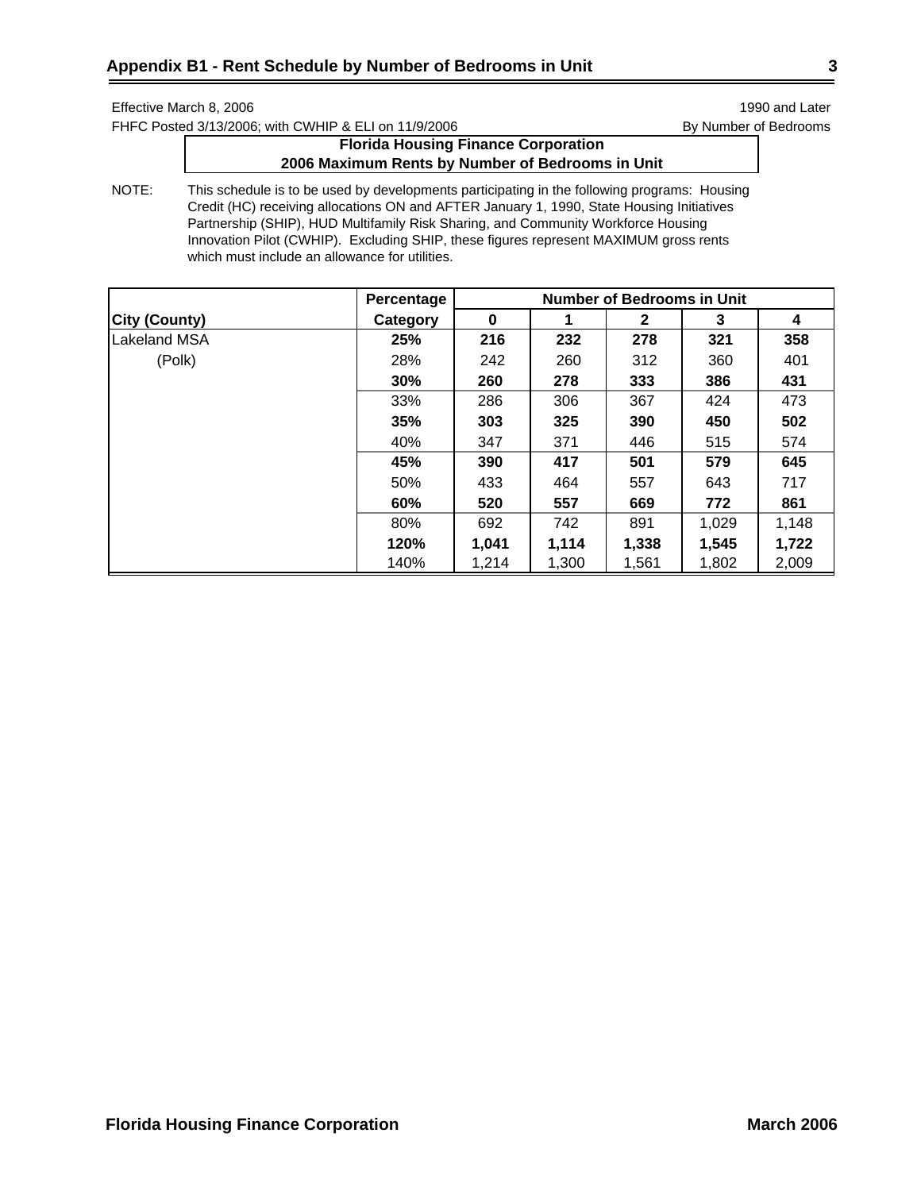## Appendix B1 - Rent Schedule by Number of Bedrooms in Unit

Effective March 8, 2006 | 1990 and Later
FHFC Posted 3/13/2006; with CWHIP & ELI on 11/9/2006 | By Number of Bedrooms

**Florida Housing Finance Corporation**
**2006 Maximum Rents by Number of Bedrooms in Unit**

NOTE: This schedule is to be used by developments participating in the following programs: Housing Credit (HC) receiving allocations ON and AFTER January 1, 1990, State Housing Initiatives Partnership (SHIP), HUD Multifamily Risk Sharing, and Community Workforce Housing Innovation Pilot (CWHIP). Excluding SHIP, these figures represent MAXIMUM gross rents which must include an allowance for utilities.

| | Percentage | Number of Bedrooms in Unit | | | | |
|---|---|---|---|---|---|---|
| **City (County)** | **Category** | **0** | **1** | **2** | **3** | **4** |
| Lakeland MSA | **25%** | **216** | **232** | **278** | **321** | **358** |
| (Polk) | 28% | 242 | 260 | 312 | 360 | 401 |
| | **30%** | **260** | **278** | **333** | **386** | **431** |
| | 33% | 286 | 306 | 367 | 424 | 473 |
| | **35%** | **303** | **325** | **390** | **450** | **502** |
| | 40% | 347 | 371 | 446 | 515 | 574 |
| | **45%** | **390** | **417** | **501** | **579** | **645** |
| | 50% | 433 | 464 | 557 | 643 | 717 |
| | **60%** | **520** | **557** | **669** | **772** | **861** |
| | 80% | 692 | 742 | 891 | 1,029 | 1,148 |
| | **120%** | **1,041** | **1,114** | **1,338** | **1,545** | **1,722** |
| | 140% | 1,214 | 1,300 | 1,561 | 1,802 | 2,009 |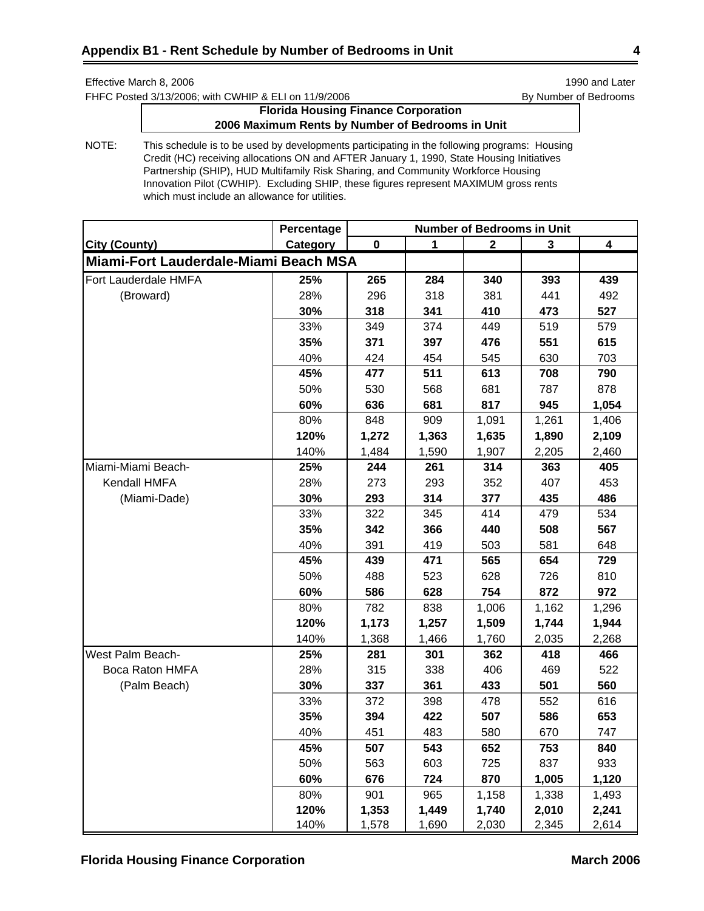## Appendix B1 - Rent Schedule by Number of Bedrooms in Unit

Effective March 8, 2006
FHFC Posted 3/13/2006; with CWHIP & ELI on 11/9/2006

1990 and Later
By Number of Bedrooms

**Florida Housing Finance Corporation**
**2006 Maximum Rents by Number of Bedrooms in Unit**

NOTE: This schedule is to be used by developments participating in the following programs: Housing Credit (HC) receiving allocations ON and AFTER January 1, 1990, State Housing Initiatives Partnership (SHIP), HUD Multifamily Risk Sharing, and Community Workforce Housing Innovation Pilot (CWHIP). Excluding SHIP, these figures represent MAXIMUM gross rents which must include an allowance for utilities.

| City (County) | Percentage Category | Number of Bedrooms in Unit 0 | 1 | 2 | 3 | 4 |
|---|---|---|---|---|---|---|
| **Miami-Fort Lauderdale-Miami Beach MSA** | | | | | | |
| Fort Lauderdale HMFA | **25%** | **265** | **284** | **340** | **393** | **439** |
| (Broward) | 28% | 296 | 318 | 381 | 441 | 492 |
| | **30%** | **318** | **341** | **410** | **473** | **527** |
| | 33% | 349 | 374 | 449 | 519 | 579 |
| | **35%** | **371** | **397** | **476** | **551** | **615** |
| | 40% | 424 | 454 | 545 | 630 | 703 |
| | **45%** | **477** | **511** | **613** | **708** | **790** |
| | 50% | 530 | 568 | 681 | 787 | 878 |
| | **60%** | **636** | **681** | **817** | **945** | **1,054** |
| | 80% | 848 | 909 | 1,091 | 1,261 | 1,406 |
| | **120%** | **1,272** | **1,363** | **1,635** | **1,890** | **2,109** |
| | 140% | 1,484 | 1,590 | 1,907 | 2,205 | 2,460 |
| Miami-Miami Beach- | **25%** | **244** | **261** | **314** | **363** | **405** |
| Kendall HMFA | 28% | 273 | 293 | 352 | 407 | 453 |
| (Miami-Dade) | **30%** | **293** | **314** | **377** | **435** | **486** |
| | 33% | 322 | 345 | 414 | 479 | 534 |
| | **35%** | **342** | **366** | **440** | **508** | **567** |
| | 40% | 391 | 419 | 503 | 581 | 648 |
| | **45%** | **439** | **471** | **565** | **654** | **729** |
| | 50% | 488 | 523 | 628 | 726 | 810 |
| | **60%** | **586** | **628** | **754** | **872** | **972** |
| | 80% | 782 | 838 | 1,006 | 1,162 | 1,296 |
| | **120%** | **1,173** | **1,257** | **1,509** | **1,744** | **1,944** |
| | 140% | 1,368 | 1,466 | 1,760 | 2,035 | 2,268 |
| West Palm Beach- | **25%** | **281** | **301** | **362** | **418** | **466** |
| Boca Raton HMFA | 28% | 315 | 338 | 406 | 469 | 522 |
| (Palm Beach) | **30%** | **337** | **361** | **433** | **501** | **560** |
| | 33% | 372 | 398 | 478 | 552 | 616 |
| | **35%** | **394** | **422** | **507** | **586** | **653** |
| | 40% | 451 | 483 | 580 | 670 | 747 |
| | **45%** | **507** | **543** | **652** | **753** | **840** |
| | 50% | 563 | 603 | 725 | 837 | 933 |
| | **60%** | **676** | **724** | **870** | **1,005** | **1,120** |
| | 80% | 901 | 965 | 1,158 | 1,338 | 1,493 |
| | **120%** | **1,353** | **1,449** | **1,740** | **2,010** | **2,241** |
| | 140% | 1,578 | 1,690 | 2,030 | 2,345 | 2,614 |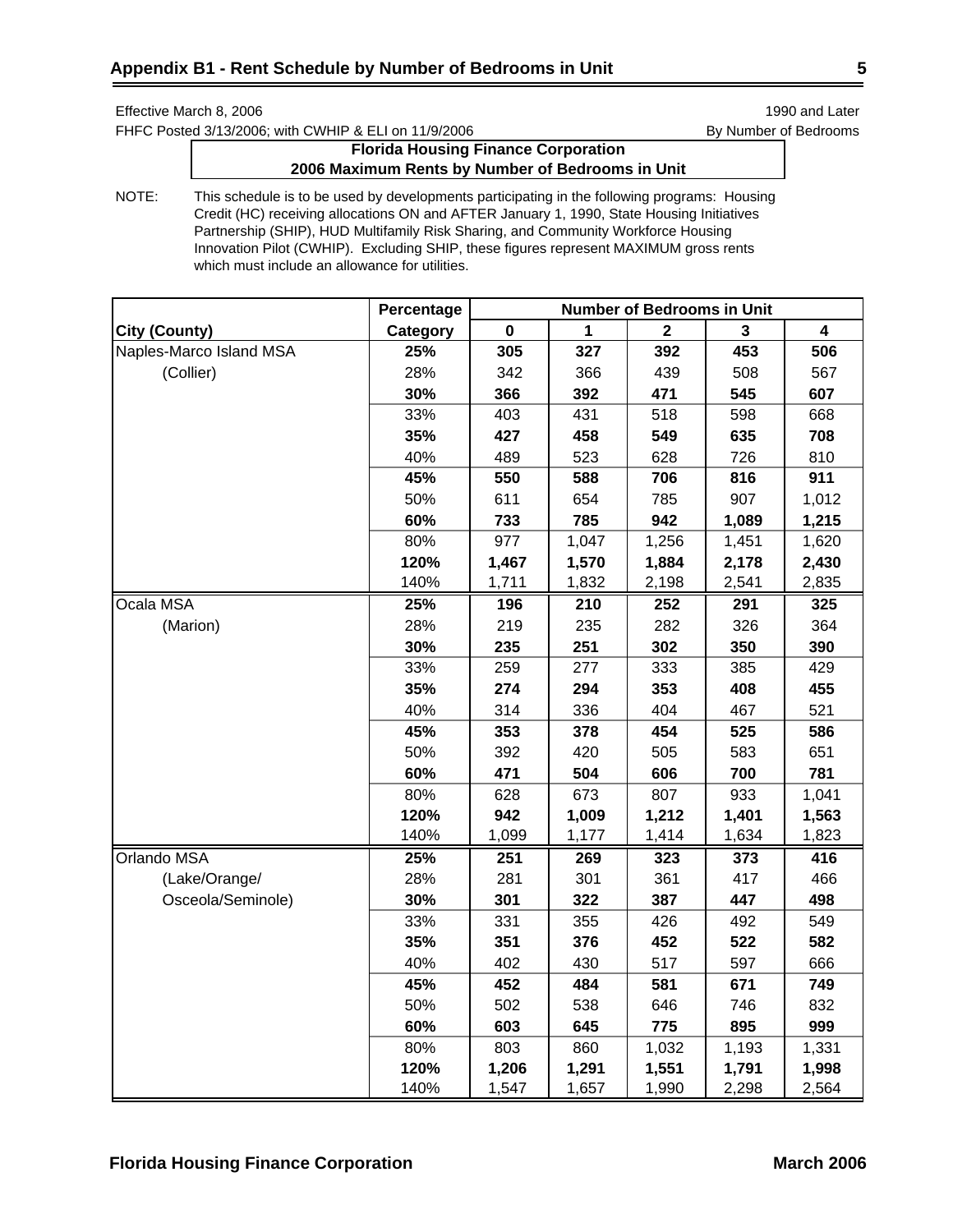## Appendix B1 - Rent Schedule by Number of Bedrooms in Unit

Effective March 8, 2006 — 1990 and Later

FHFC Posted 3/13/2006; with CWHIP & ELI on 11/9/2006 — By Number of Bedrooms

**Florida Housing Finance Corporation**
**2006 Maximum Rents by Number of Bedrooms in Unit**

NOTE: This schedule is to be used by developments participating in the following programs: Housing Credit (HC) receiving allocations ON and AFTER January 1, 1990, State Housing Initiatives Partnership (SHIP), HUD Multifamily Risk Sharing, and Community Workforce Housing Innovation Pilot (CWHIP). Excluding SHIP, these figures represent MAXIMUM gross rents which must include an allowance for utilities.

| City (County) | Percentage Category | Number of Bedrooms in Unit: 0 | 1 | 2 | 3 | 4 |
|---|---|---|---|---|---|---|
| Naples-Marco Island MSA | **25%** | **305** | **327** | **392** | **453** | **506** |
| (Collier) | 28% | 342 | 366 | 439 | 508 | 567 |
| | **30%** | **366** | **392** | **471** | **545** | **607** |
| | 33% | 403 | 431 | 518 | 598 | 668 |
| | **35%** | **427** | **458** | **549** | **635** | **708** |
| | 40% | 489 | 523 | 628 | 726 | 810 |
| | **45%** | **550** | **588** | **706** | **816** | **911** |
| | 50% | 611 | 654 | 785 | 907 | 1,012 |
| | **60%** | **733** | **785** | **942** | **1,089** | **1,215** |
| | 80% | 977 | 1,047 | 1,256 | 1,451 | 1,620 |
| | **120%** | **1,467** | **1,570** | **1,884** | **2,178** | **2,430** |
| | 140% | 1,711 | 1,832 | 2,198 | 2,541 | 2,835 |
| Ocala MSA | **25%** | **196** | **210** | **252** | **291** | **325** |
| (Marion) | 28% | 219 | 235 | 282 | 326 | 364 |
| | **30%** | **235** | **251** | **302** | **350** | **390** |
| | 33% | 259 | 277 | 333 | 385 | 429 |
| | **35%** | **274** | **294** | **353** | **408** | **455** |
| | 40% | 314 | 336 | 404 | 467 | 521 |
| | **45%** | **353** | **378** | **454** | **525** | **586** |
| | 50% | 392 | 420 | 505 | 583 | 651 |
| | **60%** | **471** | **504** | **606** | **700** | **781** |
| | 80% | 628 | 673 | 807 | 933 | 1,041 |
| | **120%** | **942** | **1,009** | **1,212** | **1,401** | **1,563** |
| | 140% | 1,099 | 1,177 | 1,414 | 1,634 | 1,823 |
| Orlando MSA | **25%** | **251** | **269** | **323** | **373** | **416** |
| (Lake/Orange/ | 28% | 281 | 301 | 361 | 417 | 466 |
| Osceola/Seminole) | **30%** | **301** | **322** | **387** | **447** | **498** |
| | 33% | 331 | 355 | 426 | 492 | 549 |
| | **35%** | **351** | **376** | **452** | **522** | **582** |
| | 40% | 402 | 430 | 517 | 597 | 666 |
| | **45%** | **452** | **484** | **581** | **671** | **749** |
| | 50% | 502 | 538 | 646 | 746 | 832 |
| | **60%** | **603** | **645** | **775** | **895** | **999** |
| | 80% | 803 | 860 | 1,032 | 1,193 | 1,331 |
| | **120%** | **1,206** | **1,291** | **1,551** | **1,791** | **1,998** |
| | 140% | 1,547 | 1,657 | 1,990 | 2,298 | 2,564 |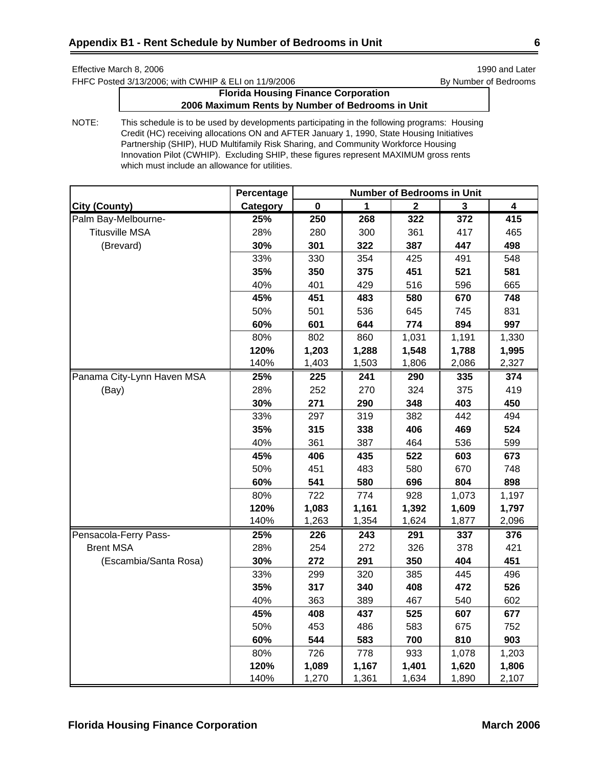## Appendix B1 - Rent Schedule by Number of Bedrooms in Unit

Effective March 8, 2006 — 1990 and Later

FHFC Posted 3/13/2006; with CWHIP & ELI on 11/9/2006 — By Number of Bedrooms

**Florida Housing Finance Corporation**
**2006 Maximum Rents by Number of Bedrooms in Unit**

NOTE: This schedule is to be used by developments participating in the following programs: Housing Credit (HC) receiving allocations ON and AFTER January 1, 1990, State Housing Initiatives Partnership (SHIP), HUD Multifamily Risk Sharing, and Community Workforce Housing Innovation Pilot (CWHIP). Excluding SHIP, these figures represent MAXIMUM gross rents which must include an allowance for utilities.

| City (County) | Percentage Category | 0 | 1 | 2 | 3 | 4 |
|---|---|---|---|---|---|---|
| Palm Bay-Melbourne- | **25%** | **250** | **268** | **322** | **372** | **415** |
| Titusville MSA | 28% | 280 | 300 | 361 | 417 | 465 |
| (Brevard) | **30%** | **301** | **322** | **387** | **447** | **498** |
| | 33% | 330 | 354 | 425 | 491 | 548 |
| | **35%** | **350** | **375** | **451** | **521** | **581** |
| | 40% | 401 | 429 | 516 | 596 | 665 |
| | **45%** | **451** | **483** | **580** | **670** | **748** |
| | 50% | 501 | 536 | 645 | 745 | 831 |
| | **60%** | **601** | **644** | **774** | **894** | **997** |
| | 80% | 802 | 860 | 1,031 | 1,191 | 1,330 |
| | **120%** | **1,203** | **1,288** | **1,548** | **1,788** | **1,995** |
| | 140% | 1,403 | 1,503 | 1,806 | 2,086 | 2,327 |
| Panama City-Lynn Haven MSA | **25%** | **225** | **241** | **290** | **335** | **374** |
| (Bay) | 28% | 252 | 270 | 324 | 375 | 419 |
| | **30%** | **271** | **290** | **348** | **403** | **450** |
| | 33% | 297 | 319 | 382 | 442 | 494 |
| | **35%** | **315** | **338** | **406** | **469** | **524** |
| | 40% | 361 | 387 | 464 | 536 | 599 |
| | **45%** | **406** | **435** | **522** | **603** | **673** |
| | 50% | 451 | 483 | 580 | 670 | 748 |
| | **60%** | **541** | **580** | **696** | **804** | **898** |
| | 80% | 722 | 774 | 928 | 1,073 | 1,197 |
| | **120%** | **1,083** | **1,161** | **1,392** | **1,609** | **1,797** |
| | 140% | 1,263 | 1,354 | 1,624 | 1,877 | 2,096 |
| Pensacola-Ferry Pass- | **25%** | **226** | **243** | **291** | **337** | **376** |
| Brent MSA | 28% | 254 | 272 | 326 | 378 | 421 |
| (Escambia/Santa Rosa) | **30%** | **272** | **291** | **350** | **404** | **451** |
| | 33% | 299 | 320 | 385 | 445 | 496 |
| | **35%** | **317** | **340** | **408** | **472** | **526** |
| | 40% | 363 | 389 | 467 | 540 | 602 |
| | **45%** | **408** | **437** | **525** | **607** | **677** |
| | 50% | 453 | 486 | 583 | 675 | 752 |
| | **60%** | **544** | **583** | **700** | **810** | **903** |
| | 80% | 726 | 778 | 933 | 1,078 | 1,203 |
| | **120%** | **1,089** | **1,167** | **1,401** | **1,620** | **1,806** |
| | 140% | 1,270 | 1,361 | 1,634 | 1,890 | 2,107 |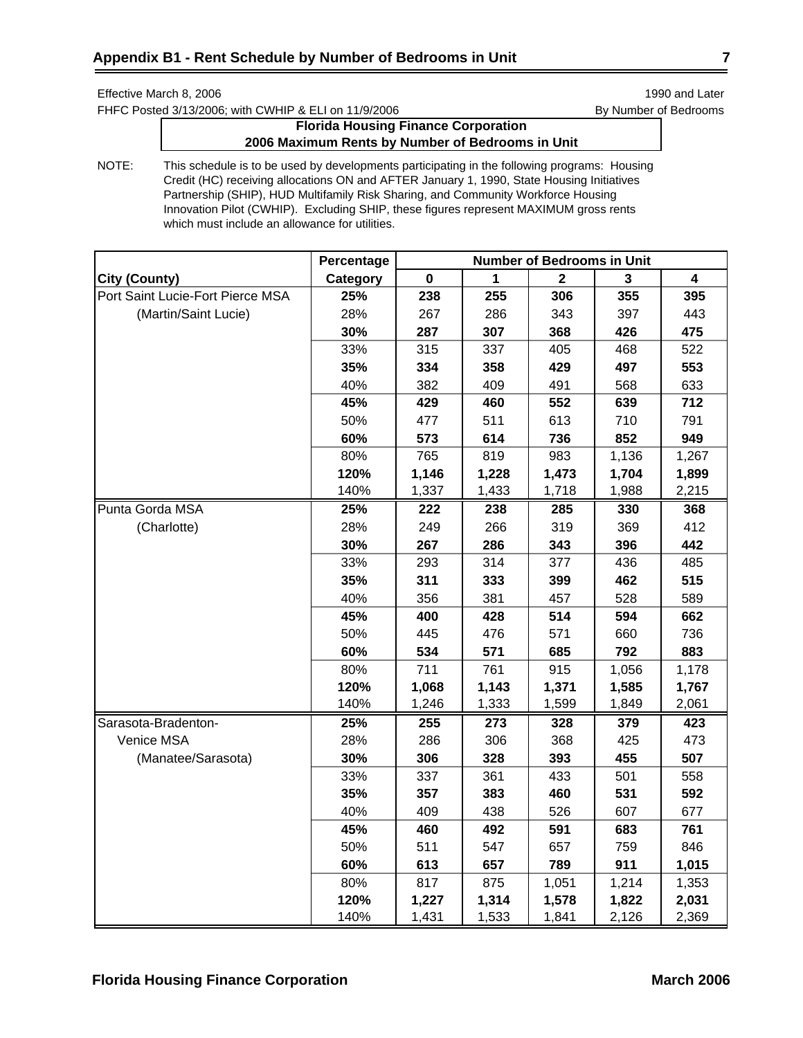## Appendix B1 - Rent Schedule by Number of Bedrooms in Unit

Effective March 8, 2006 — 1990 and Later

FHFC Posted 3/13/2006; with CWHIP & ELI on 11/9/2006 — By Number of Bedrooms

**Florida Housing Finance Corporation**
**2006 Maximum Rents by Number of Bedrooms in Unit**

NOTE: This schedule is to be used by developments participating in the following programs: Housing Credit (HC) receiving allocations ON and AFTER January 1, 1990, State Housing Initiatives Partnership (SHIP), HUD Multifamily Risk Sharing, and Community Workforce Housing Innovation Pilot (CWHIP). Excluding SHIP, these figures represent MAXIMUM gross rents which must include an allowance for utilities.

| | Percentage | Number of Bedrooms in Unit | | | | |
|---|---|---|---|---|---|---|
| **City (County)** | **Category** | **0** | **1** | **2** | **3** | **4** |
| Port Saint Lucie-Fort Pierce MSA | **25%** | **238** | **255** | **306** | **355** | **395** |
| (Martin/Saint Lucie) | 28% | 267 | 286 | 343 | 397 | 443 |
| | **30%** | **287** | **307** | **368** | **426** | **475** |
| | 33% | 315 | 337 | 405 | 468 | 522 |
| | **35%** | **334** | **358** | **429** | **497** | **553** |
| | 40% | 382 | 409 | 491 | 568 | 633 |
| | **45%** | **429** | **460** | **552** | **639** | **712** |
| | 50% | 477 | 511 | 613 | 710 | 791 |
| | **60%** | **573** | **614** | **736** | **852** | **949** |
| | 80% | 765 | 819 | 983 | 1,136 | 1,267 |
| | **120%** | **1,146** | **1,228** | **1,473** | **1,704** | **1,899** |
| | 140% | 1,337 | 1,433 | 1,718 | 1,988 | 2,215 |
| Punta Gorda MSA | **25%** | **222** | **238** | **285** | **330** | **368** |
| (Charlotte) | 28% | 249 | 266 | 319 | 369 | 412 |
| | **30%** | **267** | **286** | **343** | **396** | **442** |
| | 33% | 293 | 314 | 377 | 436 | 485 |
| | **35%** | **311** | **333** | **399** | **462** | **515** |
| | 40% | 356 | 381 | 457 | 528 | 589 |
| | **45%** | **400** | **428** | **514** | **594** | **662** |
| | 50% | 445 | 476 | 571 | 660 | 736 |
| | **60%** | **534** | **571** | **685** | **792** | **883** |
| | 80% | 711 | 761 | 915 | 1,056 | 1,178 |
| | **120%** | **1,068** | **1,143** | **1,371** | **1,585** | **1,767** |
| | 140% | 1,246 | 1,333 | 1,599 | 1,849 | 2,061 |
| Sarasota-Bradenton- | **25%** | **255** | **273** | **328** | **379** | **423** |
| Venice MSA | 28% | 286 | 306 | 368 | 425 | 473 |
| (Manatee/Sarasota) | **30%** | **306** | **328** | **393** | **455** | **507** |
| | 33% | 337 | 361 | 433 | 501 | 558 |
| | **35%** | **357** | **383** | **460** | **531** | **592** |
| | 40% | 409 | 438 | 526 | 607 | 677 |
| | **45%** | **460** | **492** | **591** | **683** | **761** |
| | 50% | 511 | 547 | 657 | 759 | 846 |
| | **60%** | **613** | **657** | **789** | **911** | **1,015** |
| | 80% | 817 | 875 | 1,051 | 1,214 | 1,353 |
| | **120%** | **1,227** | **1,314** | **1,578** | **1,822** | **2,031** |
| | 140% | 1,431 | 1,533 | 1,841 | 2,126 | 2,369 |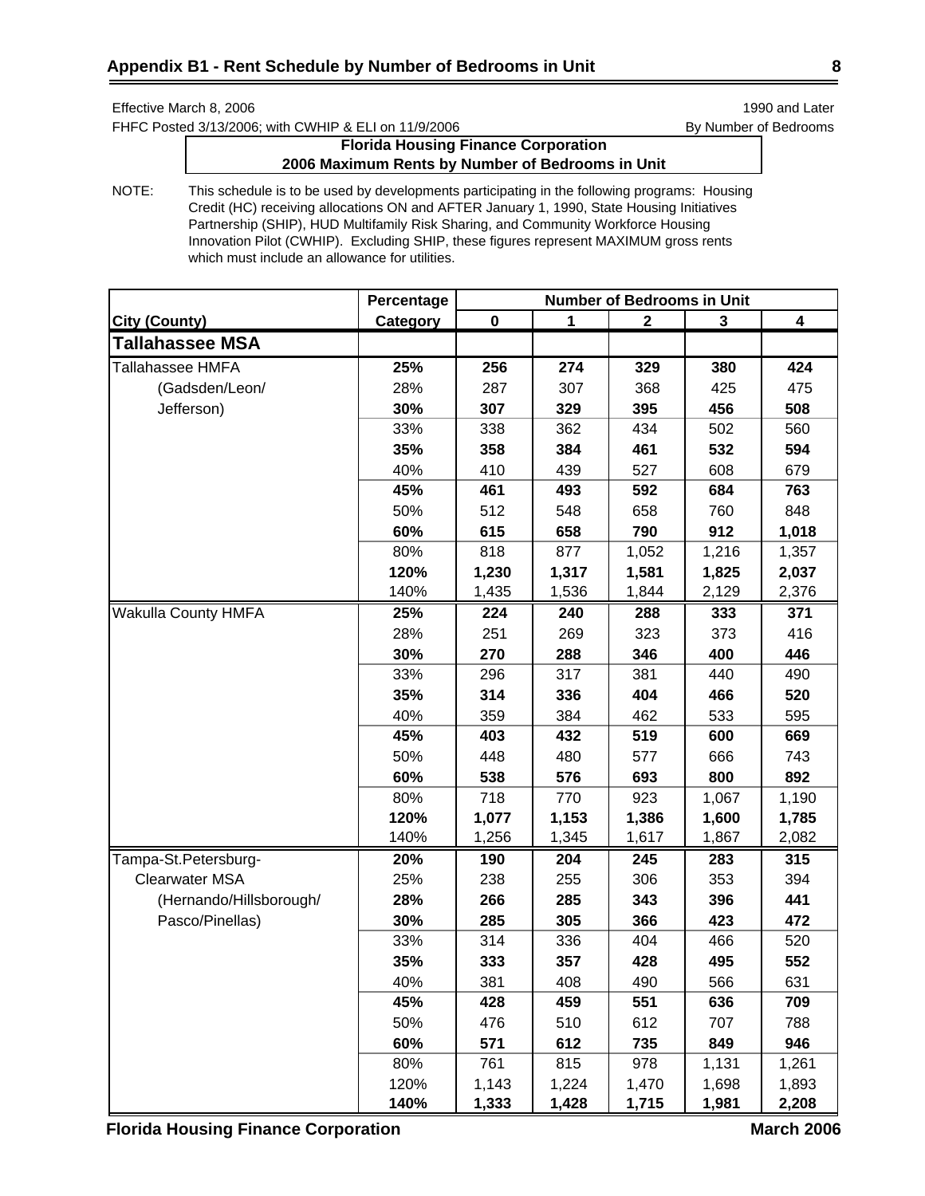## Appendix B1 - Rent Schedule by Number of Bedrooms in Unit

Effective March 8, 2006 — 1990 and Later

FHFC Posted 3/13/2006; with CWHIP & ELI on 11/9/2006 — By Number of Bedrooms

**Florida Housing Finance Corporation**
**2006 Maximum Rents by Number of Bedrooms in Unit**

NOTE: This schedule is to be used by developments participating in the following programs: Housing Credit (HC) receiving allocations ON and AFTER January 1, 1990, State Housing Initiatives Partnership (SHIP), HUD Multifamily Risk Sharing, and Community Workforce Housing Innovation Pilot (CWHIP). Excluding SHIP, these figures represent MAXIMUM gross rents which must include an allowance for utilities.

| City (County) | Percentage Category | Number of Bedrooms in Unit 0 | 1 | 2 | 3 | 4 |
|---|---|---|---|---|---|---|
| **Tallahassee MSA** | | | | | | |
| Tallahassee HMFA | **25%** | **256** | **274** | **329** | **380** | **424** |
| (Gadsden/Leon/ | 28% | 287 | 307 | 368 | 425 | 475 |
| Jefferson) | **30%** | **307** | **329** | **395** | **456** | **508** |
| | 33% | 338 | 362 | 434 | 502 | 560 |
| | **35%** | **358** | **384** | **461** | **532** | **594** |
| | 40% | 410 | 439 | 527 | 608 | 679 |
| | **45%** | **461** | **493** | **592** | **684** | **763** |
| | 50% | 512 | 548 | 658 | 760 | 848 |
| | **60%** | **615** | **658** | **790** | **912** | **1,018** |
| | 80% | 818 | 877 | 1,052 | 1,216 | 1,357 |
| | **120%** | **1,230** | **1,317** | **1,581** | **1,825** | **2,037** |
| | 140% | 1,435 | 1,536 | 1,844 | 2,129 | 2,376 |
| Wakulla County HMFA | **25%** | **224** | **240** | **288** | **333** | **371** |
| | 28% | 251 | 269 | 323 | 373 | 416 |
| | **30%** | **270** | **288** | **346** | **400** | **446** |
| | 33% | 296 | 317 | 381 | 440 | 490 |
| | **35%** | **314** | **336** | **404** | **466** | **520** |
| | 40% | 359 | 384 | 462 | 533 | 595 |
| | **45%** | **403** | **432** | **519** | **600** | **669** |
| | 50% | 448 | 480 | 577 | 666 | 743 |
| | **60%** | **538** | **576** | **693** | **800** | **892** |
| | 80% | 718 | 770 | 923 | 1,067 | 1,190 |
| | **120%** | **1,077** | **1,153** | **1,386** | **1,600** | **1,785** |
| | 140% | 1,256 | 1,345 | 1,617 | 1,867 | 2,082 |
| Tampa-St.Petersburg- | **20%** | **190** | **204** | **245** | **283** | **315** |
| Clearwater MSA | 25% | 238 | 255 | 306 | 353 | 394 |
| (Hernando/Hillsborough/ | **28%** | **266** | **285** | **343** | **396** | **441** |
| Pasco/Pinellas) | **30%** | **285** | **305** | **366** | **423** | **472** |
| | 33% | 314 | 336 | 404 | 466 | 520 |
| | **35%** | **333** | **357** | **428** | **495** | **552** |
| | 40% | 381 | 408 | 490 | 566 | 631 |
| | **45%** | **428** | **459** | **551** | **636** | **709** |
| | 50% | 476 | 510 | 612 | 707 | 788 |
| | **60%** | **571** | **612** | **735** | **849** | **946** |
| | 80% | 761 | 815 | 978 | 1,131 | 1,261 |
| | 120% | 1,143 | 1,224 | 1,470 | 1,698 | 1,893 |
| | **140%** | **1,333** | **1,428** | **1,715** | **1,981** | **2,208** |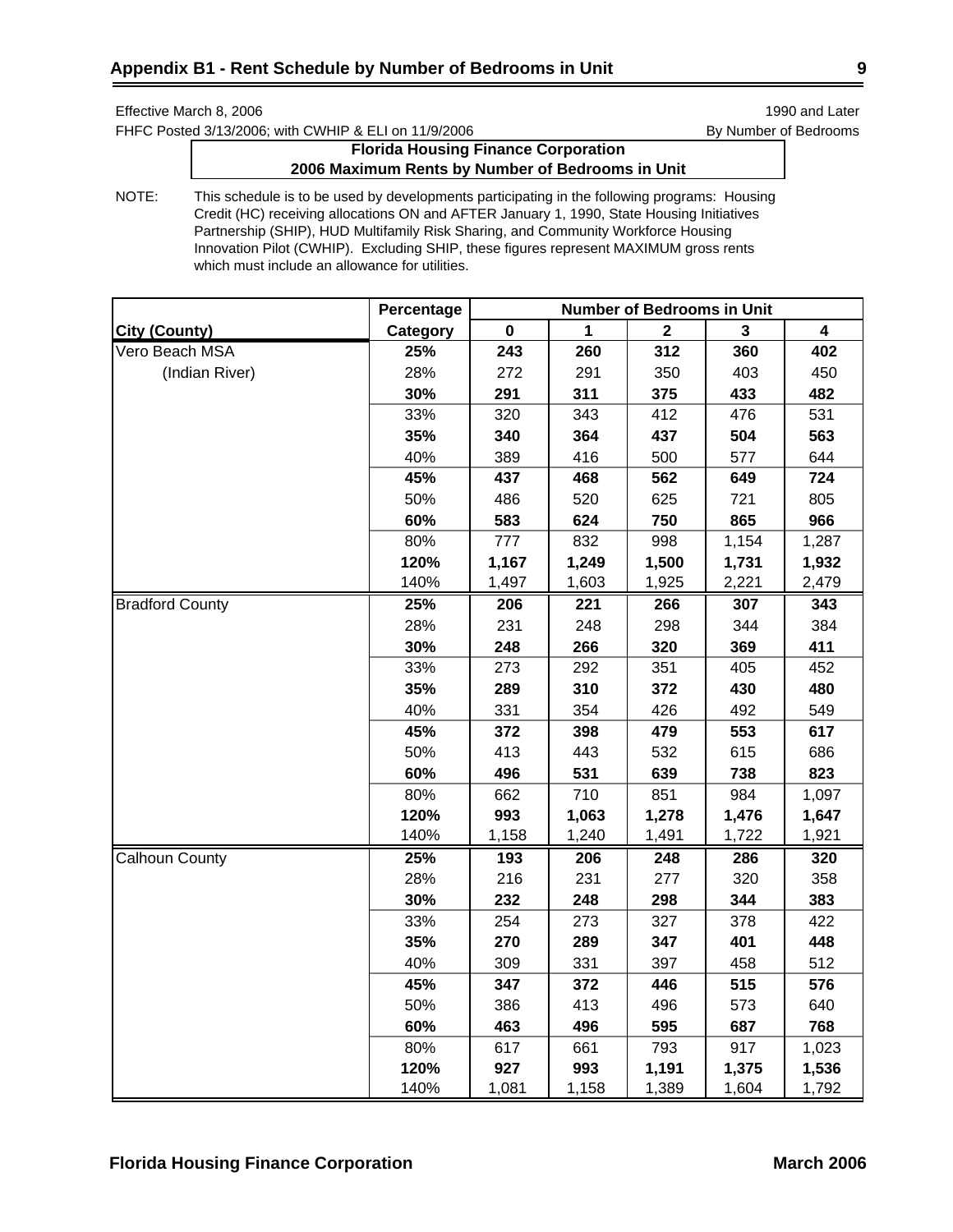## Appendix B1 - Rent Schedule by Number of Bedrooms in Unit

Effective March 8, 2006 — 1990 and Later

FHFC Posted 3/13/2006; with CWHIP & ELI on 11/9/2006 — By Number of Bedrooms

**Florida Housing Finance Corporation**
**2006 Maximum Rents by Number of Bedrooms in Unit**

NOTE: This schedule is to be used by developments participating in the following programs: Housing Credit (HC) receiving allocations ON and AFTER January 1, 1990, State Housing Initiatives Partnership (SHIP), HUD Multifamily Risk Sharing, and Community Workforce Housing Innovation Pilot (CWHIP). Excluding SHIP, these figures represent MAXIMUM gross rents which must include an allowance for utilities.

| City (County) | Percentage Category | Number of Bedrooms in Unit: 0 | 1 | 2 | 3 | 4 |
|---|---|---|---|---|---|---|
| Vero Beach MSA | **25%** | **243** | **260** | **312** | **360** | **402** |
| (Indian River) | 28% | 272 | 291 | 350 | 403 | 450 |
| | **30%** | **291** | **311** | **375** | **433** | **482** |
| | 33% | 320 | 343 | 412 | 476 | 531 |
| | **35%** | **340** | **364** | **437** | **504** | **563** |
| | 40% | 389 | 416 | 500 | 577 | 644 |
| | **45%** | **437** | **468** | **562** | **649** | **724** |
| | 50% | 486 | 520 | 625 | 721 | 805 |
| | **60%** | **583** | **624** | **750** | **865** | **966** |
| | 80% | 777 | 832 | 998 | 1,154 | 1,287 |
| | **120%** | **1,167** | **1,249** | **1,500** | **1,731** | **1,932** |
| | 140% | 1,497 | 1,603 | 1,925 | 2,221 | 2,479 |
| Bradford County | **25%** | **206** | **221** | **266** | **307** | **343** |
| | 28% | 231 | 248 | 298 | 344 | 384 |
| | **30%** | **248** | **266** | **320** | **369** | **411** |
| | 33% | 273 | 292 | 351 | 405 | 452 |
| | **35%** | **289** | **310** | **372** | **430** | **480** |
| | 40% | 331 | 354 | 426 | 492 | 549 |
| | **45%** | **372** | **398** | **479** | **553** | **617** |
| | 50% | 413 | 443 | 532 | 615 | 686 |
| | **60%** | **496** | **531** | **639** | **738** | **823** |
| | 80% | 662 | 710 | 851 | 984 | 1,097 |
| | **120%** | **993** | **1,063** | **1,278** | **1,476** | **1,647** |
| | 140% | 1,158 | 1,240 | 1,491 | 1,722 | 1,921 |
| Calhoun County | **25%** | **193** | **206** | **248** | **286** | **320** |
| | 28% | 216 | 231 | 277 | 320 | 358 |
| | **30%** | **232** | **248** | **298** | **344** | **383** |
| | 33% | 254 | 273 | 327 | 378 | 422 |
| | **35%** | **270** | **289** | **347** | **401** | **448** |
| | 40% | 309 | 331 | 397 | 458 | 512 |
| | **45%** | **347** | **372** | **446** | **515** | **576** |
| | 50% | 386 | 413 | 496 | 573 | 640 |
| | **60%** | **463** | **496** | **595** | **687** | **768** |
| | 80% | 617 | 661 | 793 | 917 | 1,023 |
| | **120%** | **927** | **993** | **1,191** | **1,375** | **1,536** |
| | 140% | 1,081 | 1,158 | 1,389 | 1,604 | 1,792 |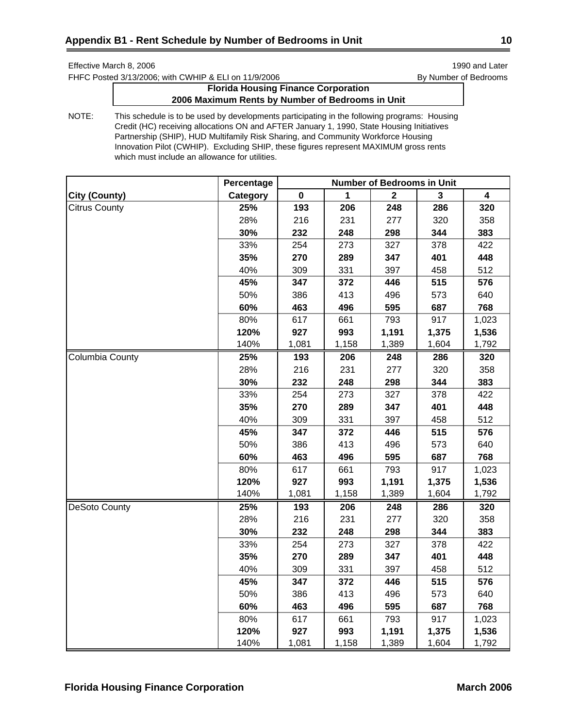## Appendix B1 - Rent Schedule by Number of Bedrooms in Unit

Effective March 8, 2006 — 1990 and Later

FHFC Posted 3/13/2006; with CWHIP & ELI on 11/9/2006 — By Number of Bedrooms

**Florida Housing Finance Corporation**
**2006 Maximum Rents by Number of Bedrooms in Unit**

NOTE: This schedule is to be used by developments participating in the following programs: Housing Credit (HC) receiving allocations ON and AFTER January 1, 1990, State Housing Initiatives Partnership (SHIP), HUD Multifamily Risk Sharing, and Community Workforce Housing Innovation Pilot (CWHIP). Excluding SHIP, these figures represent MAXIMUM gross rents which must include an allowance for utilities.

| | Percentage | Number of Bedrooms in Unit | | | | |
|---|---|---|---|---|---|---|
| **City (County)** | **Category** | **0** | **1** | **2** | **3** | **4** |
| Citrus County | **25%** | **193** | **206** | **248** | **286** | **320** |
| | 28% | 216 | 231 | 277 | 320 | 358 |
| | **30%** | **232** | **248** | **298** | **344** | **383** |
| | 33% | 254 | 273 | 327 | 378 | 422 |
| | **35%** | **270** | **289** | **347** | **401** | **448** |
| | 40% | 309 | 331 | 397 | 458 | 512 |
| | **45%** | **347** | **372** | **446** | **515** | **576** |
| | 50% | 386 | 413 | 496 | 573 | 640 |
| | **60%** | **463** | **496** | **595** | **687** | **768** |
| | 80% | 617 | 661 | 793 | 917 | 1,023 |
| | **120%** | **927** | **993** | **1,191** | **1,375** | **1,536** |
| | 140% | 1,081 | 1,158 | 1,389 | 1,604 | 1,792 |
| Columbia County | **25%** | **193** | **206** | **248** | **286** | **320** |
| | 28% | 216 | 231 | 277 | 320 | 358 |
| | **30%** | **232** | **248** | **298** | **344** | **383** |
| | 33% | 254 | 273 | 327 | 378 | 422 |
| | **35%** | **270** | **289** | **347** | **401** | **448** |
| | 40% | 309 | 331 | 397 | 458 | 512 |
| | **45%** | **347** | **372** | **446** | **515** | **576** |
| | 50% | 386 | 413 | 496 | 573 | 640 |
| | **60%** | **463** | **496** | **595** | **687** | **768** |
| | 80% | 617 | 661 | 793 | 917 | 1,023 |
| | **120%** | **927** | **993** | **1,191** | **1,375** | **1,536** |
| | 140% | 1,081 | 1,158 | 1,389 | 1,604 | 1,792 |
| DeSoto County | **25%** | **193** | **206** | **248** | **286** | **320** |
| | 28% | 216 | 231 | 277 | 320 | 358 |
| | **30%** | **232** | **248** | **298** | **344** | **383** |
| | 33% | 254 | 273 | 327 | 378 | 422 |
| | **35%** | **270** | **289** | **347** | **401** | **448** |
| | 40% | 309 | 331 | 397 | 458 | 512 |
| | **45%** | **347** | **372** | **446** | **515** | **576** |
| | 50% | 386 | 413 | 496 | 573 | 640 |
| | **60%** | **463** | **496** | **595** | **687** | **768** |
| | 80% | 617 | 661 | 793 | 917 | 1,023 |
| | **120%** | **927** | **993** | **1,191** | **1,375** | **1,536** |
| | 140% | 1,081 | 1,158 | 1,389 | 1,604 | 1,792 |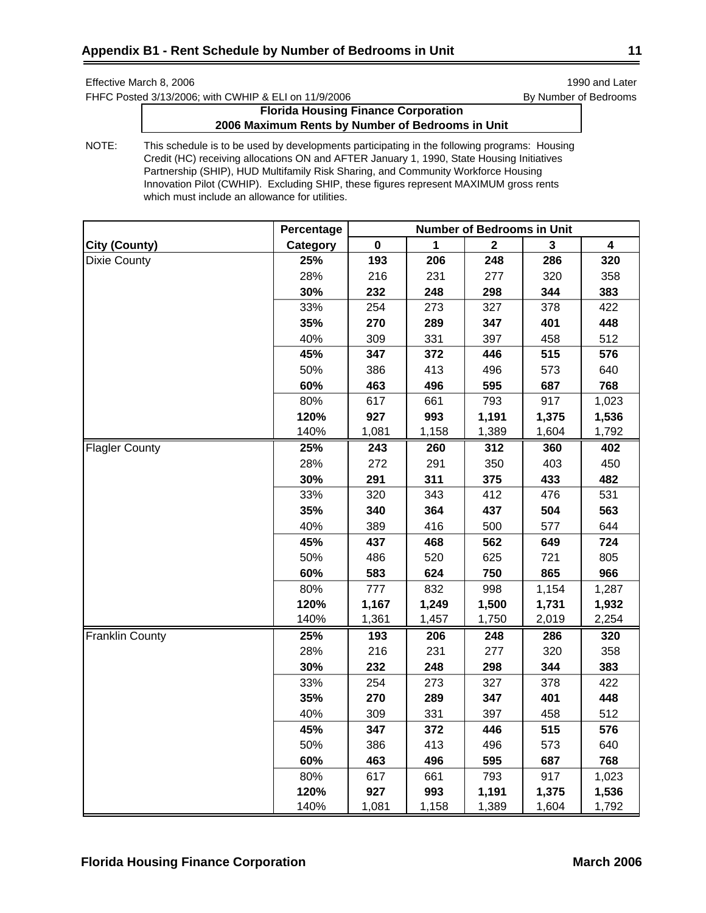## Appendix B1 - Rent Schedule by Number of Bedrooms in Unit

Effective March 8, 2006 — 1990 and Later

FHFC Posted 3/13/2006; with CWHIP & ELI on 11/9/2006 — By Number of Bedrooms

**Florida Housing Finance Corporation**
**2006 Maximum Rents by Number of Bedrooms in Unit**

NOTE: This schedule is to be used by developments participating in the following programs: Housing Credit (HC) receiving allocations ON and AFTER January 1, 1990, State Housing Initiatives Partnership (SHIP), HUD Multifamily Risk Sharing, and Community Workforce Housing Innovation Pilot (CWHIP). Excluding SHIP, these figures represent MAXIMUM gross rents which must include an allowance for utilities.

| | Percentage | Number of Bedrooms in Unit | | | | |
|---|---|---|---|---|---|---|
| **City (County)** | **Category** | **0** | **1** | **2** | **3** | **4** |
| Dixie County | **25%** | **193** | **206** | **248** | **286** | **320** |
| | 28% | 216 | 231 | 277 | 320 | 358 |
| | **30%** | **232** | **248** | **298** | **344** | **383** |
| | 33% | 254 | 273 | 327 | 378 | 422 |
| | **35%** | **270** | **289** | **347** | **401** | **448** |
| | 40% | 309 | 331 | 397 | 458 | 512 |
| | **45%** | **347** | **372** | **446** | **515** | **576** |
| | 50% | 386 | 413 | 496 | 573 | 640 |
| | **60%** | **463** | **496** | **595** | **687** | **768** |
| | 80% | 617 | 661 | 793 | 917 | 1,023 |
| | **120%** | **927** | **993** | **1,191** | **1,375** | **1,536** |
| | 140% | 1,081 | 1,158 | 1,389 | 1,604 | 1,792 |
| Flagler County | **25%** | **243** | **260** | **312** | **360** | **402** |
| | 28% | 272 | 291 | 350 | 403 | 450 |
| | **30%** | **291** | **311** | **375** | **433** | **482** |
| | 33% | 320 | 343 | 412 | 476 | 531 |
| | **35%** | **340** | **364** | **437** | **504** | **563** |
| | 40% | 389 | 416 | 500 | 577 | 644 |
| | **45%** | **437** | **468** | **562** | **649** | **724** |
| | 50% | 486 | 520 | 625 | 721 | 805 |
| | **60%** | **583** | **624** | **750** | **865** | **966** |
| | 80% | 777 | 832 | 998 | 1,154 | 1,287 |
| | **120%** | **1,167** | **1,249** | **1,500** | **1,731** | **1,932** |
| | 140% | 1,361 | 1,457 | 1,750 | 2,019 | 2,254 |
| Franklin County | **25%** | **193** | **206** | **248** | **286** | **320** |
| | 28% | 216 | 231 | 277 | 320 | 358 |
| | **30%** | **232** | **248** | **298** | **344** | **383** |
| | 33% | 254 | 273 | 327 | 378 | 422 |
| | **35%** | **270** | **289** | **347** | **401** | **448** |
| | 40% | 309 | 331 | 397 | 458 | 512 |
| | **45%** | **347** | **372** | **446** | **515** | **576** |
| | 50% | 386 | 413 | 496 | 573 | 640 |
| | **60%** | **463** | **496** | **595** | **687** | **768** |
| | 80% | 617 | 661 | 793 | 917 | 1,023 |
| | **120%** | **927** | **993** | **1,191** | **1,375** | **1,536** |
| | 140% | 1,081 | 1,158 | 1,389 | 1,604 | 1,792 |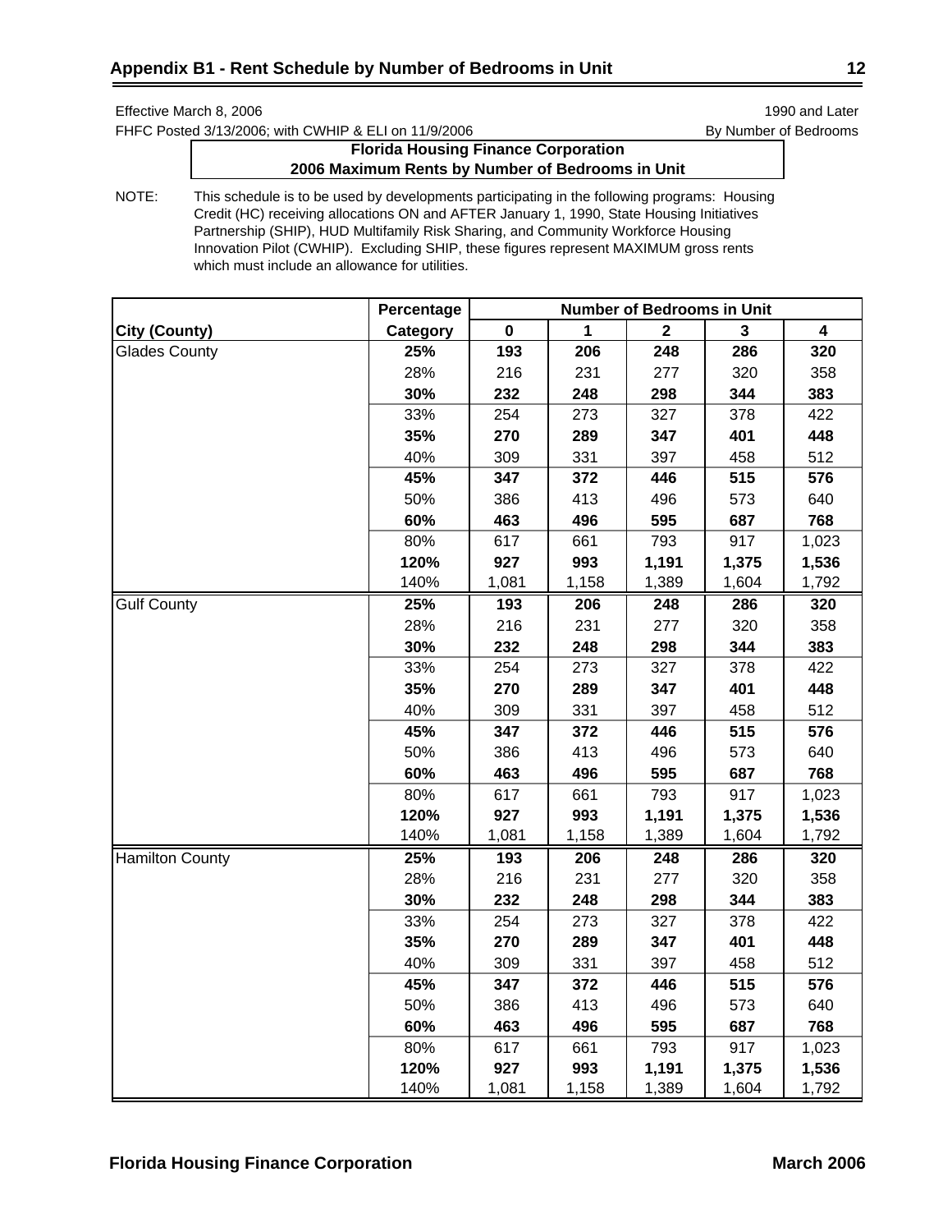## Appendix B1 - Rent Schedule by Number of Bedrooms in Unit

Effective March 8, 2006 — 1990 and Later

FHFC Posted 3/13/2006; with CWHIP & ELI on 11/9/2006 — By Number of Bedrooms

**Florida Housing Finance Corporation**
**2006 Maximum Rents by Number of Bedrooms in Unit**

NOTE: This schedule is to be used by developments participating in the following programs: Housing Credit (HC) receiving allocations ON and AFTER January 1, 1990, State Housing Initiatives Partnership (SHIP), HUD Multifamily Risk Sharing, and Community Workforce Housing Innovation Pilot (CWHIP). Excluding SHIP, these figures represent MAXIMUM gross rents which must include an allowance for utilities.

| | Percentage | Number of Bedrooms in Unit | | | | |
|---|---|---|---|---|---|---|
| **City (County)** | **Category** | **0** | **1** | **2** | **3** | **4** |
| Glades County | **25%** | **193** | **206** | **248** | **286** | **320** |
| | 28% | 216 | 231 | 277 | 320 | 358 |
| | **30%** | **232** | **248** | **298** | **344** | **383** |
| | 33% | 254 | 273 | 327 | 378 | 422 |
| | **35%** | **270** | **289** | **347** | **401** | **448** |
| | 40% | 309 | 331 | 397 | 458 | 512 |
| | **45%** | **347** | **372** | **446** | **515** | **576** |
| | 50% | 386 | 413 | 496 | 573 | 640 |
| | **60%** | **463** | **496** | **595** | **687** | **768** |
| | 80% | 617 | 661 | 793 | 917 | 1,023 |
| | **120%** | **927** | **993** | **1,191** | **1,375** | **1,536** |
| | 140% | 1,081 | 1,158 | 1,389 | 1,604 | 1,792 |
| Gulf County | **25%** | **193** | **206** | **248** | **286** | **320** |
| | 28% | 216 | 231 | 277 | 320 | 358 |
| | **30%** | **232** | **248** | **298** | **344** | **383** |
| | 33% | 254 | 273 | 327 | 378 | 422 |
| | **35%** | **270** | **289** | **347** | **401** | **448** |
| | 40% | 309 | 331 | 397 | 458 | 512 |
| | **45%** | **347** | **372** | **446** | **515** | **576** |
| | 50% | 386 | 413 | 496 | 573 | 640 |
| | **60%** | **463** | **496** | **595** | **687** | **768** |
| | 80% | 617 | 661 | 793 | 917 | 1,023 |
| | **120%** | **927** | **993** | **1,191** | **1,375** | **1,536** |
| | 140% | 1,081 | 1,158 | 1,389 | 1,604 | 1,792 |
| Hamilton County | **25%** | **193** | **206** | **248** | **286** | **320** |
| | 28% | 216 | 231 | 277 | 320 | 358 |
| | **30%** | **232** | **248** | **298** | **344** | **383** |
| | 33% | 254 | 273 | 327 | 378 | 422 |
| | **35%** | **270** | **289** | **347** | **401** | **448** |
| | 40% | 309 | 331 | 397 | 458 | 512 |
| | **45%** | **347** | **372** | **446** | **515** | **576** |
| | 50% | 386 | 413 | 496 | 573 | 640 |
| | **60%** | **463** | **496** | **595** | **687** | **768** |
| | 80% | 617 | 661 | 793 | 917 | 1,023 |
| | **120%** | **927** | **993** | **1,191** | **1,375** | **1,536** |
| | 140% | 1,081 | 1,158 | 1,389 | 1,604 | 1,792 |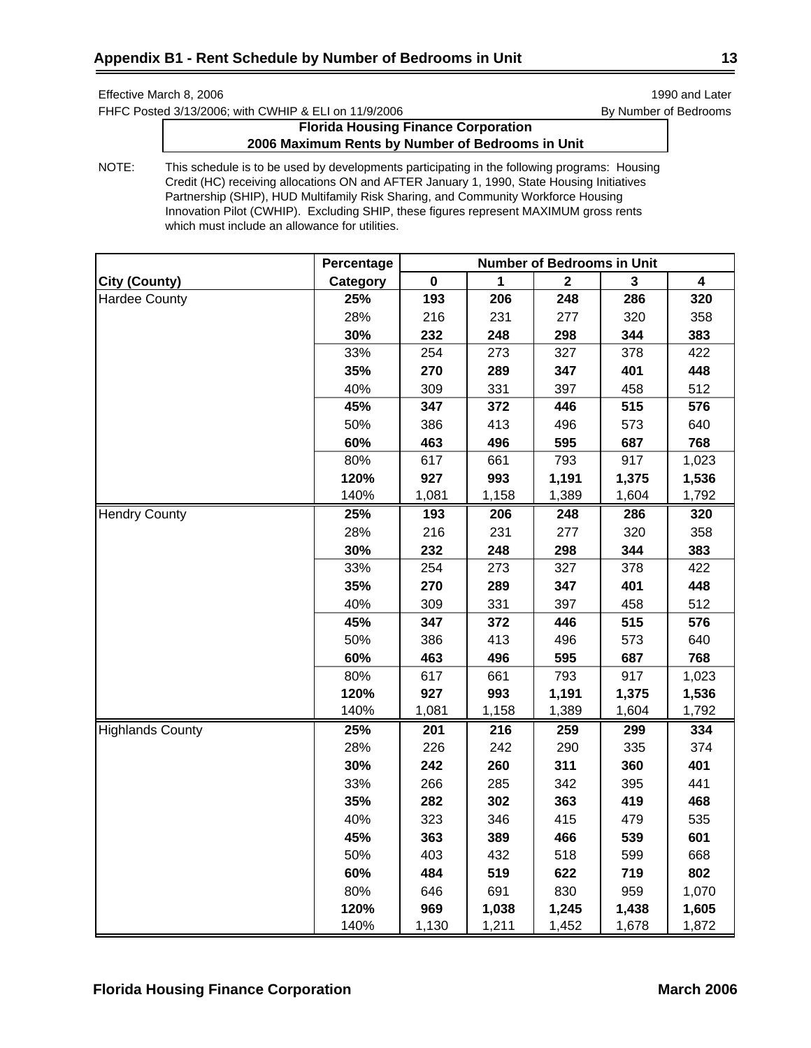## Appendix B1 - Rent Schedule by Number of Bedrooms in Unit

Effective March 8, 2006 — 1990 and Later

FHFC Posted 3/13/2006; with CWHIP & ELI on 11/9/2006 — By Number of Bedrooms

**Florida Housing Finance Corporation**
**2006 Maximum Rents by Number of Bedrooms in Unit**

NOTE: This schedule is to be used by developments participating in the following programs: Housing Credit (HC) receiving allocations ON and AFTER January 1, 1990, State Housing Initiatives Partnership (SHIP), HUD Multifamily Risk Sharing, and Community Workforce Housing Innovation Pilot (CWHIP). Excluding SHIP, these figures represent MAXIMUM gross rents which must include an allowance for utilities.

| | Percentage | Number of Bedrooms in Unit | | | | |
|---|---|---|---|---|---|---|
| **City (County)** | **Category** | **0** | **1** | **2** | **3** | **4** |
| Hardee County | **25%** | **193** | **206** | **248** | **286** | **320** |
| | 28% | 216 | 231 | 277 | 320 | 358 |
| | **30%** | **232** | **248** | **298** | **344** | **383** |
| | 33% | 254 | 273 | 327 | 378 | 422 |
| | **35%** | **270** | **289** | **347** | **401** | **448** |
| | 40% | 309 | 331 | 397 | 458 | 512 |
| | **45%** | **347** | **372** | **446** | **515** | **576** |
| | 50% | 386 | 413 | 496 | 573 | 640 |
| | **60%** | **463** | **496** | **595** | **687** | **768** |
| | 80% | 617 | 661 | 793 | 917 | 1,023 |
| | **120%** | **927** | **993** | **1,191** | **1,375** | **1,536** |
| | 140% | 1,081 | 1,158 | 1,389 | 1,604 | 1,792 |
| Hendry County | **25%** | **193** | **206** | **248** | **286** | **320** |
| | 28% | 216 | 231 | 277 | 320 | 358 |
| | **30%** | **232** | **248** | **298** | **344** | **383** |
| | 33% | 254 | 273 | 327 | 378 | 422 |
| | **35%** | **270** | **289** | **347** | **401** | **448** |
| | 40% | 309 | 331 | 397 | 458 | 512 |
| | **45%** | **347** | **372** | **446** | **515** | **576** |
| | 50% | 386 | 413 | 496 | 573 | 640 |
| | **60%** | **463** | **496** | **595** | **687** | **768** |
| | 80% | 617 | 661 | 793 | 917 | 1,023 |
| | **120%** | **927** | **993** | **1,191** | **1,375** | **1,536** |
| | 140% | 1,081 | 1,158 | 1,389 | 1,604 | 1,792 |
| Highlands County | **25%** | **201** | **216** | **259** | **299** | **334** |
| | 28% | 226 | 242 | 290 | 335 | 374 |
| | **30%** | **242** | **260** | **311** | **360** | **401** |
| | 33% | 266 | 285 | 342 | 395 | 441 |
| | **35%** | **282** | **302** | **363** | **419** | **468** |
| | 40% | 323 | 346 | 415 | 479 | 535 |
| | **45%** | **363** | **389** | **466** | **539** | **601** |
| | 50% | 403 | 432 | 518 | 599 | 668 |
| | **60%** | **484** | **519** | **622** | **719** | **802** |
| | 80% | 646 | 691 | 830 | 959 | 1,070 |
| | **120%** | **969** | **1,038** | **1,245** | **1,438** | **1,605** |
| | 140% | 1,130 | 1,211 | 1,452 | 1,678 | 1,872 |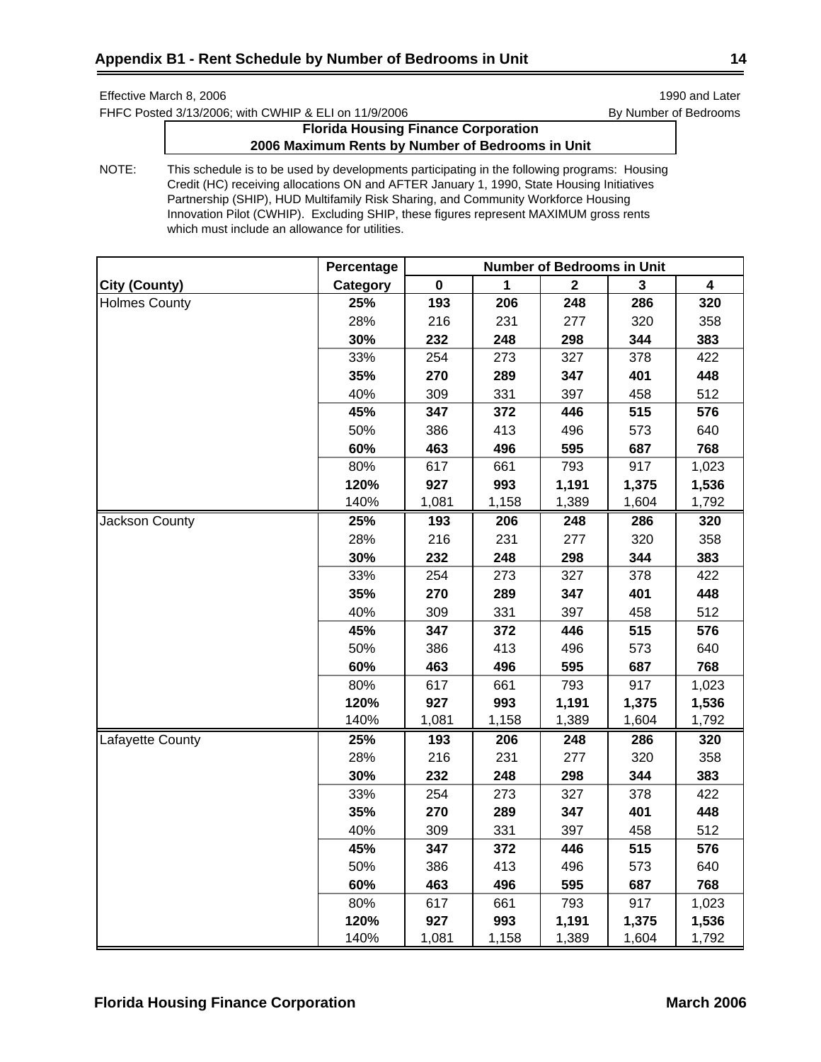## Appendix B1 - Rent Schedule by Number of Bedrooms in Unit

Effective March 8, 2006
FHFC Posted 3/13/2006; with CWHIP & ELI on 11/9/2006

1990 and Later
By Number of Bedrooms

**Florida Housing Finance Corporation**
**2006 Maximum Rents by Number of Bedrooms in Unit**

NOTE: This schedule is to be used by developments participating in the following programs: Housing Credit (HC) receiving allocations ON and AFTER January 1, 1990, State Housing Initiatives Partnership (SHIP), HUD Multifamily Risk Sharing, and Community Workforce Housing Innovation Pilot (CWHIP). Excluding SHIP, these figures represent MAXIMUM gross rents which must include an allowance for utilities.

| | Percentage | Number of Bedrooms in Unit | | | | |
|---|---|---|---|---|---|---|
| **City (County)** | **Category** | **0** | **1** | **2** | **3** | **4** |
| Holmes County | **25%** | **193** | **206** | **248** | **286** | **320** |
| | 28% | 216 | 231 | 277 | 320 | 358 |
| | **30%** | **232** | **248** | **298** | **344** | **383** |
| | 33% | 254 | 273 | 327 | 378 | 422 |
| | **35%** | **270** | **289** | **347** | **401** | **448** |
| | 40% | 309 | 331 | 397 | 458 | 512 |
| | **45%** | **347** | **372** | **446** | **515** | **576** |
| | 50% | 386 | 413 | 496 | 573 | 640 |
| | **60%** | **463** | **496** | **595** | **687** | **768** |
| | 80% | 617 | 661 | 793 | 917 | 1,023 |
| | **120%** | **927** | **993** | **1,191** | **1,375** | **1,536** |
| | 140% | 1,081 | 1,158 | 1,389 | 1,604 | 1,792 |
| Jackson County | **25%** | **193** | **206** | **248** | **286** | **320** |
| | 28% | 216 | 231 | 277 | 320 | 358 |
| | **30%** | **232** | **248** | **298** | **344** | **383** |
| | 33% | 254 | 273 | 327 | 378 | 422 |
| | **35%** | **270** | **289** | **347** | **401** | **448** |
| | 40% | 309 | 331 | 397 | 458 | 512 |
| | **45%** | **347** | **372** | **446** | **515** | **576** |
| | 50% | 386 | 413 | 496 | 573 | 640 |
| | **60%** | **463** | **496** | **595** | **687** | **768** |
| | 80% | 617 | 661 | 793 | 917 | 1,023 |
| | **120%** | **927** | **993** | **1,191** | **1,375** | **1,536** |
| | 140% | 1,081 | 1,158 | 1,389 | 1,604 | 1,792 |
| Lafayette County | **25%** | **193** | **206** | **248** | **286** | **320** |
| | 28% | 216 | 231 | 277 | 320 | 358 |
| | **30%** | **232** | **248** | **298** | **344** | **383** |
| | 33% | 254 | 273 | 327 | 378 | 422 |
| | **35%** | **270** | **289** | **347** | **401** | **448** |
| | 40% | 309 | 331 | 397 | 458 | 512 |
| | **45%** | **347** | **372** | **446** | **515** | **576** |
| | 50% | 386 | 413 | 496 | 573 | 640 |
| | **60%** | **463** | **496** | **595** | **687** | **768** |
| | 80% | 617 | 661 | 793 | 917 | 1,023 |
| | **120%** | **927** | **993** | **1,191** | **1,375** | **1,536** |
| | 140% | 1,081 | 1,158 | 1,389 | 1,604 | 1,792 |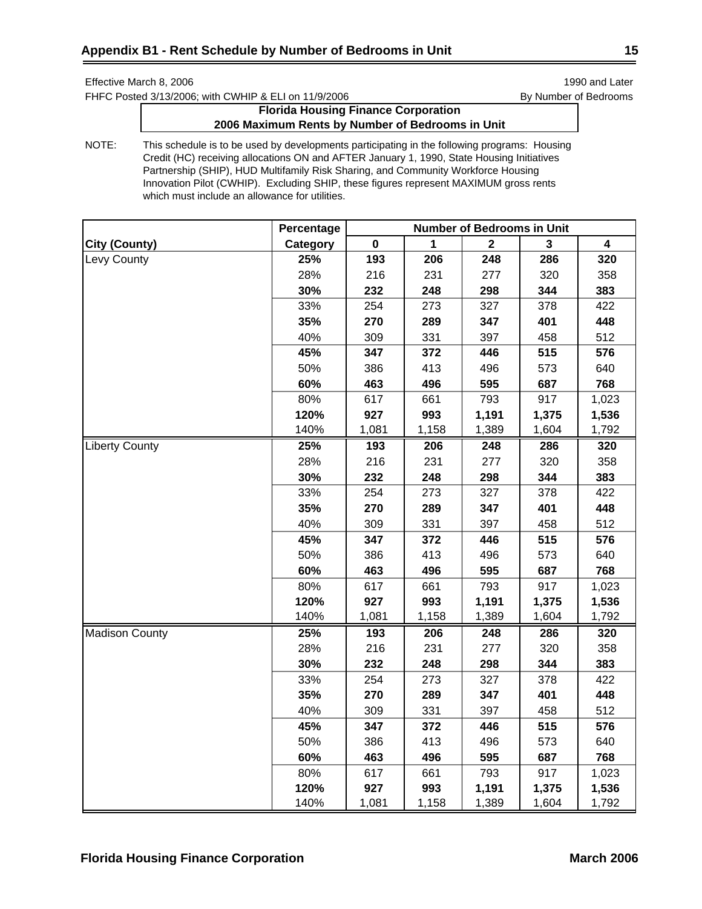## Appendix B1 - Rent Schedule by Number of Bedrooms in Unit

Effective March 8, 2006 | 1990 and Later

FHFC Posted 3/13/2006; with CWHIP & ELI on 11/9/2006 | By Number of Bedrooms

**Florida Housing Finance Corporation**
**2006 Maximum Rents by Number of Bedrooms in Unit**

NOTE: This schedule is to be used by developments participating in the following programs: Housing Credit (HC) receiving allocations ON and AFTER January 1, 1990, State Housing Initiatives Partnership (SHIP), HUD Multifamily Risk Sharing, and Community Workforce Housing Innovation Pilot (CWHIP). Excluding SHIP, these figures represent MAXIMUM gross rents which must include an allowance for utilities.

| | Percentage | Number of Bedrooms in Unit | | | | |
|---|---|---|---|---|---|---|
| **City (County)** | **Category** | **0** | **1** | **2** | **3** | **4** |
| Levy County | **25%** | **193** | **206** | **248** | **286** | **320** |
| | 28% | 216 | 231 | 277 | 320 | 358 |
| | **30%** | **232** | **248** | **298** | **344** | **383** |
| | 33% | 254 | 273 | 327 | 378 | 422 |
| | **35%** | **270** | **289** | **347** | **401** | **448** |
| | 40% | 309 | 331 | 397 | 458 | 512 |
| | **45%** | **347** | **372** | **446** | **515** | **576** |
| | 50% | 386 | 413 | 496 | 573 | 640 |
| | **60%** | **463** | **496** | **595** | **687** | **768** |
| | 80% | 617 | 661 | 793 | 917 | 1,023 |
| | **120%** | **927** | **993** | **1,191** | **1,375** | **1,536** |
| | 140% | 1,081 | 1,158 | 1,389 | 1,604 | 1,792 |
| Liberty County | **25%** | **193** | **206** | **248** | **286** | **320** |
| | 28% | 216 | 231 | 277 | 320 | 358 |
| | **30%** | **232** | **248** | **298** | **344** | **383** |
| | 33% | 254 | 273 | 327 | 378 | 422 |
| | **35%** | **270** | **289** | **347** | **401** | **448** |
| | 40% | 309 | 331 | 397 | 458 | 512 |
| | **45%** | **347** | **372** | **446** | **515** | **576** |
| | 50% | 386 | 413 | 496 | 573 | 640 |
| | **60%** | **463** | **496** | **595** | **687** | **768** |
| | 80% | 617 | 661 | 793 | 917 | 1,023 |
| | **120%** | **927** | **993** | **1,191** | **1,375** | **1,536** |
| | 140% | 1,081 | 1,158 | 1,389 | 1,604 | 1,792 |
| Madison County | **25%** | **193** | **206** | **248** | **286** | **320** |
| | 28% | 216 | 231 | 277 | 320 | 358 |
| | **30%** | **232** | **248** | **298** | **344** | **383** |
| | 33% | 254 | 273 | 327 | 378 | 422 |
| | **35%** | **270** | **289** | **347** | **401** | **448** |
| | 40% | 309 | 331 | 397 | 458 | 512 |
| | **45%** | **347** | **372** | **446** | **515** | **576** |
| | 50% | 386 | 413 | 496 | 573 | 640 |
| | **60%** | **463** | **496** | **595** | **687** | **768** |
| | 80% | 617 | 661 | 793 | 917 | 1,023 |
| | **120%** | **927** | **993** | **1,191** | **1,375** | **1,536** |
| | 140% | 1,081 | 1,158 | 1,389 | 1,604 | 1,792 |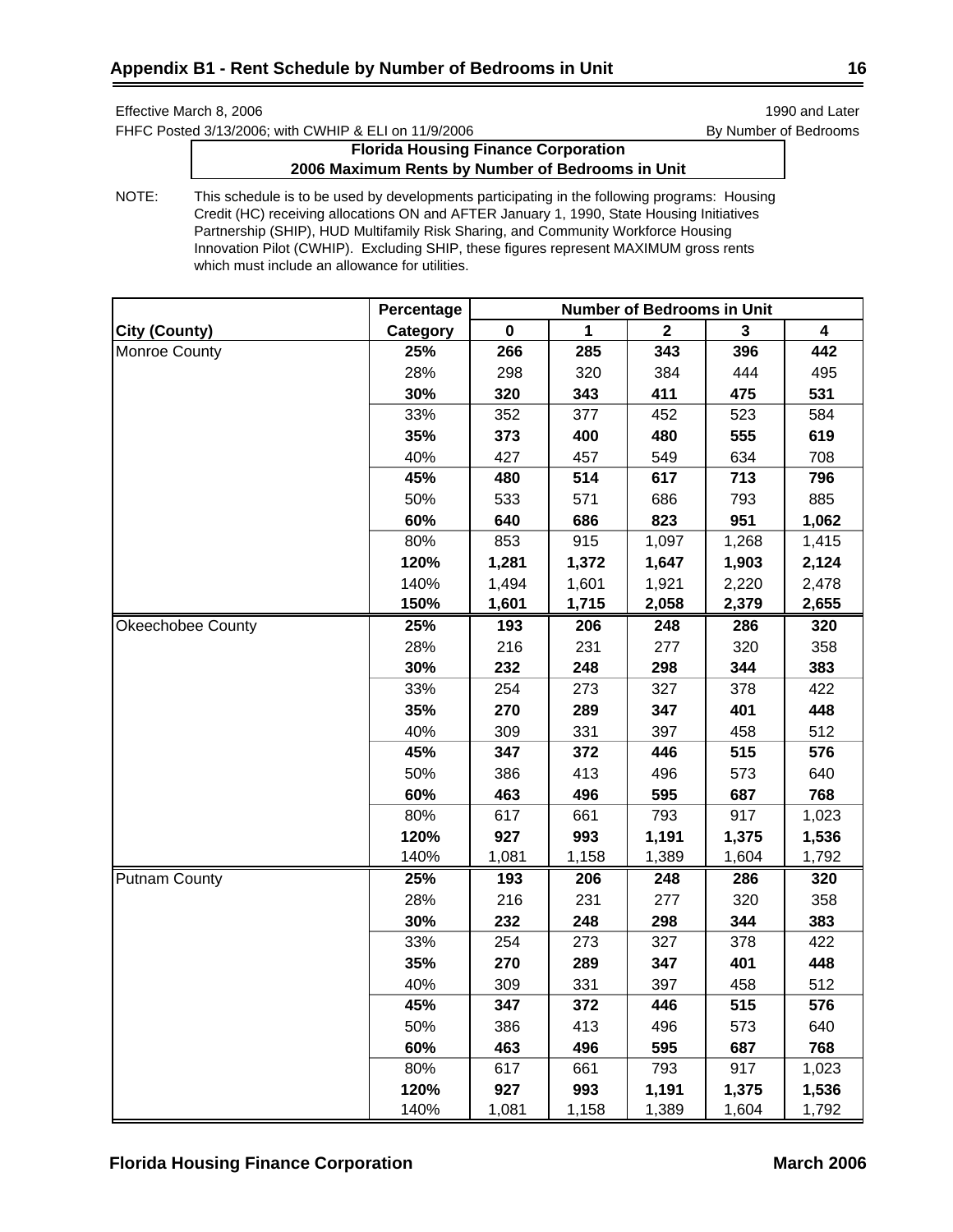## Appendix B1 - Rent Schedule by Number of Bedrooms in Unit

Effective March 8, 2006 — 1990 and Later

FHFC Posted 3/13/2006; with CWHIP & ELI on 11/9/2006 — By Number of Bedrooms

**Florida Housing Finance Corporation**
**2006 Maximum Rents by Number of Bedrooms in Unit**

NOTE: This schedule is to be used by developments participating in the following programs: Housing Credit (HC) receiving allocations ON and AFTER January 1, 1990, State Housing Initiatives Partnership (SHIP), HUD Multifamily Risk Sharing, and Community Workforce Housing Innovation Pilot (CWHIP). Excluding SHIP, these figures represent MAXIMUM gross rents which must include an allowance for utilities.

| | Percentage | Number of Bedrooms in Unit | | | | |
|---|---|---|---|---|---|---|
| **City (County)** | **Category** | **0** | **1** | **2** | **3** | **4** |
| Monroe County | **25%** | **266** | **285** | **343** | **396** | **442** |
| | 28% | 298 | 320 | 384 | 444 | 495 |
| | **30%** | **320** | **343** | **411** | **475** | **531** |
| | 33% | 352 | 377 | 452 | 523 | 584 |
| | **35%** | **373** | **400** | **480** | **555** | **619** |
| | 40% | 427 | 457 | 549 | 634 | 708 |
| | **45%** | **480** | **514** | **617** | **713** | **796** |
| | 50% | 533 | 571 | 686 | 793 | 885 |
| | **60%** | **640** | **686** | **823** | **951** | **1,062** |
| | 80% | 853 | 915 | 1,097 | 1,268 | 1,415 |
| | **120%** | **1,281** | **1,372** | **1,647** | **1,903** | **2,124** |
| | 140% | 1,494 | 1,601 | 1,921 | 2,220 | 2,478 |
| | **150%** | **1,601** | **1,715** | **2,058** | **2,379** | **2,655** |
| Okeechobee County | **25%** | **193** | **206** | **248** | **286** | **320** |
| | 28% | 216 | 231 | 277 | 320 | 358 |
| | **30%** | **232** | **248** | **298** | **344** | **383** |
| | 33% | 254 | 273 | 327 | 378 | 422 |
| | **35%** | **270** | **289** | **347** | **401** | **448** |
| | 40% | 309 | 331 | 397 | 458 | 512 |
| | **45%** | **347** | **372** | **446** | **515** | **576** |
| | 50% | 386 | 413 | 496 | 573 | 640 |
| | **60%** | **463** | **496** | **595** | **687** | **768** |
| | 80% | 617 | 661 | 793 | 917 | 1,023 |
| | **120%** | **927** | **993** | **1,191** | **1,375** | **1,536** |
| | 140% | 1,081 | 1,158 | 1,389 | 1,604 | 1,792 |
| Putnam County | **25%** | **193** | **206** | **248** | **286** | **320** |
| | 28% | 216 | 231 | 277 | 320 | 358 |
| | **30%** | **232** | **248** | **298** | **344** | **383** |
| | 33% | 254 | 273 | 327 | 378 | 422 |
| | **35%** | **270** | **289** | **347** | **401** | **448** |
| | 40% | 309 | 331 | 397 | 458 | 512 |
| | **45%** | **347** | **372** | **446** | **515** | **576** |
| | 50% | 386 | 413 | 496 | 573 | 640 |
| | **60%** | **463** | **496** | **595** | **687** | **768** |
| | 80% | 617 | 661 | 793 | 917 | 1,023 |
| | **120%** | **927** | **993** | **1,191** | **1,375** | **1,536** |
| | 140% | 1,081 | 1,158 | 1,389 | 1,604 | 1,792 |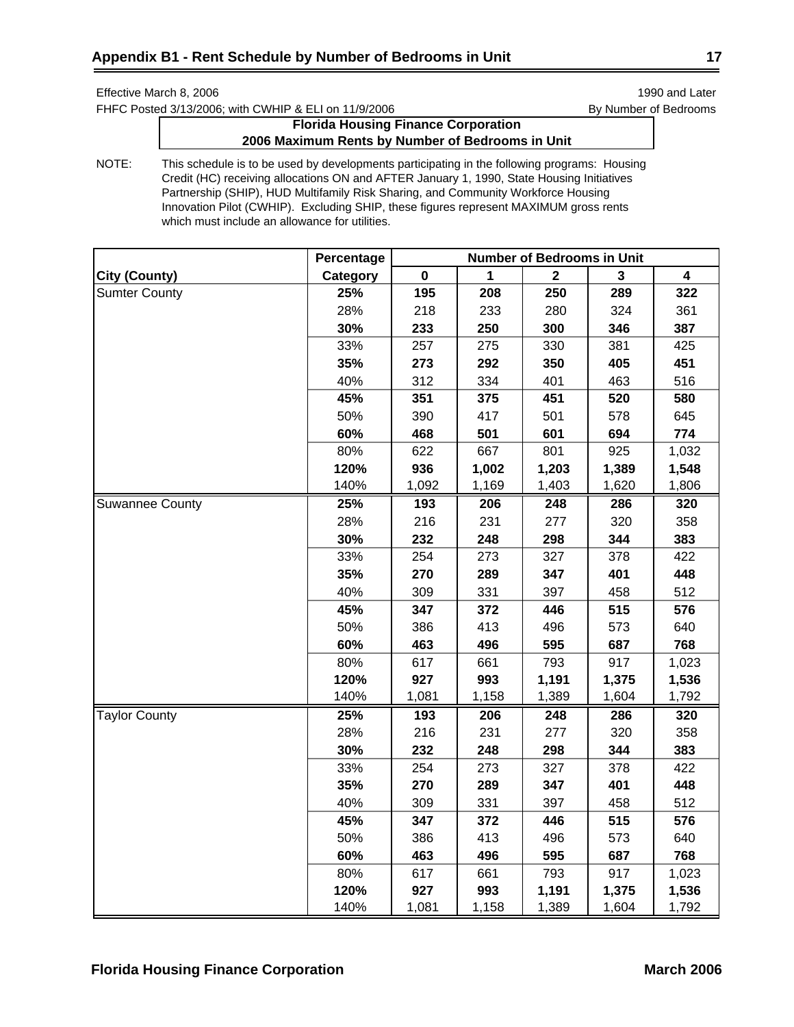## Appendix B1 - Rent Schedule by Number of Bedrooms in Unit

Effective March 8, 2006
FHFC Posted 3/13/2006; with CWHIP & ELI on 11/9/2006

1990 and Later
By Number of Bedrooms

**Florida Housing Finance Corporation**
**2006 Maximum Rents by Number of Bedrooms in Unit**

NOTE: This schedule is to be used by developments participating in the following programs: Housing Credit (HC) receiving allocations ON and AFTER January 1, 1990, State Housing Initiatives Partnership (SHIP), HUD Multifamily Risk Sharing, and Community Workforce Housing Innovation Pilot (CWHIP). Excluding SHIP, these figures represent MAXIMUM gross rents which must include an allowance for utilities.

| | Percentage | Number of Bedrooms in Unit | | | | |
|---|---|---|---|---|---|---|
| **City (County)** | **Category** | **0** | **1** | **2** | **3** | **4** |
| Sumter County | **25%** | **195** | **208** | **250** | **289** | **322** |
| | 28% | 218 | 233 | 280 | 324 | 361 |
| | **30%** | **233** | **250** | **300** | **346** | **387** |
| | 33% | 257 | 275 | 330 | 381 | 425 |
| | **35%** | **273** | **292** | **350** | **405** | **451** |
| | 40% | 312 | 334 | 401 | 463 | 516 |
| | **45%** | **351** | **375** | **451** | **520** | **580** |
| | 50% | 390 | 417 | 501 | 578 | 645 |
| | **60%** | **468** | **501** | **601** | **694** | **774** |
| | 80% | 622 | 667 | 801 | 925 | 1,032 |
| | **120%** | **936** | **1,002** | **1,203** | **1,389** | **1,548** |
| | 140% | 1,092 | 1,169 | 1,403 | 1,620 | 1,806 |
| Suwannee County | **25%** | **193** | **206** | **248** | **286** | **320** |
| | 28% | 216 | 231 | 277 | 320 | 358 |
| | **30%** | **232** | **248** | **298** | **344** | **383** |
| | 33% | 254 | 273 | 327 | 378 | 422 |
| | **35%** | **270** | **289** | **347** | **401** | **448** |
| | 40% | 309 | 331 | 397 | 458 | 512 |
| | **45%** | **347** | **372** | **446** | **515** | **576** |
| | 50% | 386 | 413 | 496 | 573 | 640 |
| | **60%** | **463** | **496** | **595** | **687** | **768** |
| | 80% | 617 | 661 | 793 | 917 | 1,023 |
| | **120%** | **927** | **993** | **1,191** | **1,375** | **1,536** |
| | 140% | 1,081 | 1,158 | 1,389 | 1,604 | 1,792 |
| Taylor County | **25%** | **193** | **206** | **248** | **286** | **320** |
| | 28% | 216 | 231 | 277 | 320 | 358 |
| | **30%** | **232** | **248** | **298** | **344** | **383** |
| | 33% | 254 | 273 | 327 | 378 | 422 |
| | **35%** | **270** | **289** | **347** | **401** | **448** |
| | 40% | 309 | 331 | 397 | 458 | 512 |
| | **45%** | **347** | **372** | **446** | **515** | **576** |
| | 50% | 386 | 413 | 496 | 573 | 640 |
| | **60%** | **463** | **496** | **595** | **687** | **768** |
| | 80% | 617 | 661 | 793 | 917 | 1,023 |
| | **120%** | **927** | **993** | **1,191** | **1,375** | **1,536** |
| | 140% | 1,081 | 1,158 | 1,389 | 1,604 | 1,792 |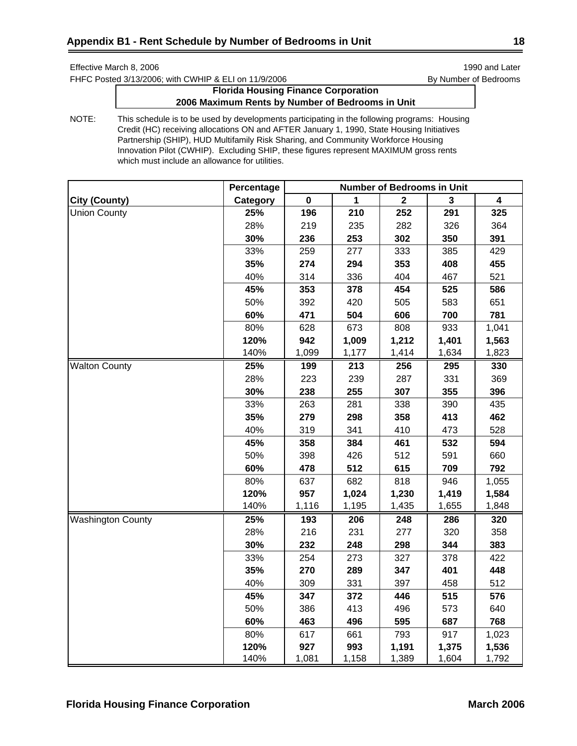## Appendix B1 - Rent Schedule by Number of Bedrooms in Unit

Effective March 8, 2006 | 1990 and Later
FHFC Posted 3/13/2006; with CWHIP & ELI on 11/9/2006 | By Number of Bedrooms

**Florida Housing Finance Corporation**
**2006 Maximum Rents by Number of Bedrooms in Unit**

NOTE: This schedule is to be used by developments participating in the following programs: Housing Credit (HC) receiving allocations ON and AFTER January 1, 1990, State Housing Initiatives Partnership (SHIP), HUD Multifamily Risk Sharing, and Community Workforce Housing Innovation Pilot (CWHIP). Excluding SHIP, these figures represent MAXIMUM gross rents which must include an allowance for utilities.

| City (County) | Percentage Category | Number of Bedrooms in Unit 0 | 1 | 2 | 3 | 4 |
|---|---|---|---|---|---|---|
| Union County | **25%** | **196** | **210** | **252** | **291** | **325** |
| | 28% | 219 | 235 | 282 | 326 | 364 |
| | **30%** | **236** | **253** | **302** | **350** | **391** |
| | 33% | 259 | 277 | 333 | 385 | 429 |
| | **35%** | **274** | **294** | **353** | **408** | **455** |
| | 40% | 314 | 336 | 404 | 467 | 521 |
| | **45%** | **353** | **378** | **454** | **525** | **586** |
| | 50% | 392 | 420 | 505 | 583 | 651 |
| | **60%** | **471** | **504** | **606** | **700** | **781** |
| | 80% | 628 | 673 | 808 | 933 | 1,041 |
| | **120%** | **942** | **1,009** | **1,212** | **1,401** | **1,563** |
| | 140% | 1,099 | 1,177 | 1,414 | 1,634 | 1,823 |
| Walton County | **25%** | **199** | **213** | **256** | **295** | **330** |
| | 28% | 223 | 239 | 287 | 331 | 369 |
| | **30%** | **238** | **255** | **307** | **355** | **396** |
| | 33% | 263 | 281 | 338 | 390 | 435 |
| | **35%** | **279** | **298** | **358** | **413** | **462** |
| | 40% | 319 | 341 | 410 | 473 | 528 |
| | **45%** | **358** | **384** | **461** | **532** | **594** |
| | 50% | 398 | 426 | 512 | 591 | 660 |
| | **60%** | **478** | **512** | **615** | **709** | **792** |
| | 80% | 637 | 682 | 818 | 946 | 1,055 |
| | **120%** | **957** | **1,024** | **1,230** | **1,419** | **1,584** |
| | 140% | 1,116 | 1,195 | 1,435 | 1,655 | 1,848 |
| Washington County | **25%** | **193** | **206** | **248** | **286** | **320** |
| | 28% | 216 | 231 | 277 | 320 | 358 |
| | **30%** | **232** | **248** | **298** | **344** | **383** |
| | 33% | 254 | 273 | 327 | 378 | 422 |
| | **35%** | **270** | **289** | **347** | **401** | **448** |
| | 40% | 309 | 331 | 397 | 458 | 512 |
| | **45%** | **347** | **372** | **446** | **515** | **576** |
| | 50% | 386 | 413 | 496 | 573 | 640 |
| | **60%** | **463** | **496** | **595** | **687** | **768** |
| | 80% | 617 | 661 | 793 | 917 | 1,023 |
| | **120%** | **927** | **993** | **1,191** | **1,375** | **1,536** |
| | 140% | 1,081 | 1,158 | 1,389 | 1,604 | 1,792 |